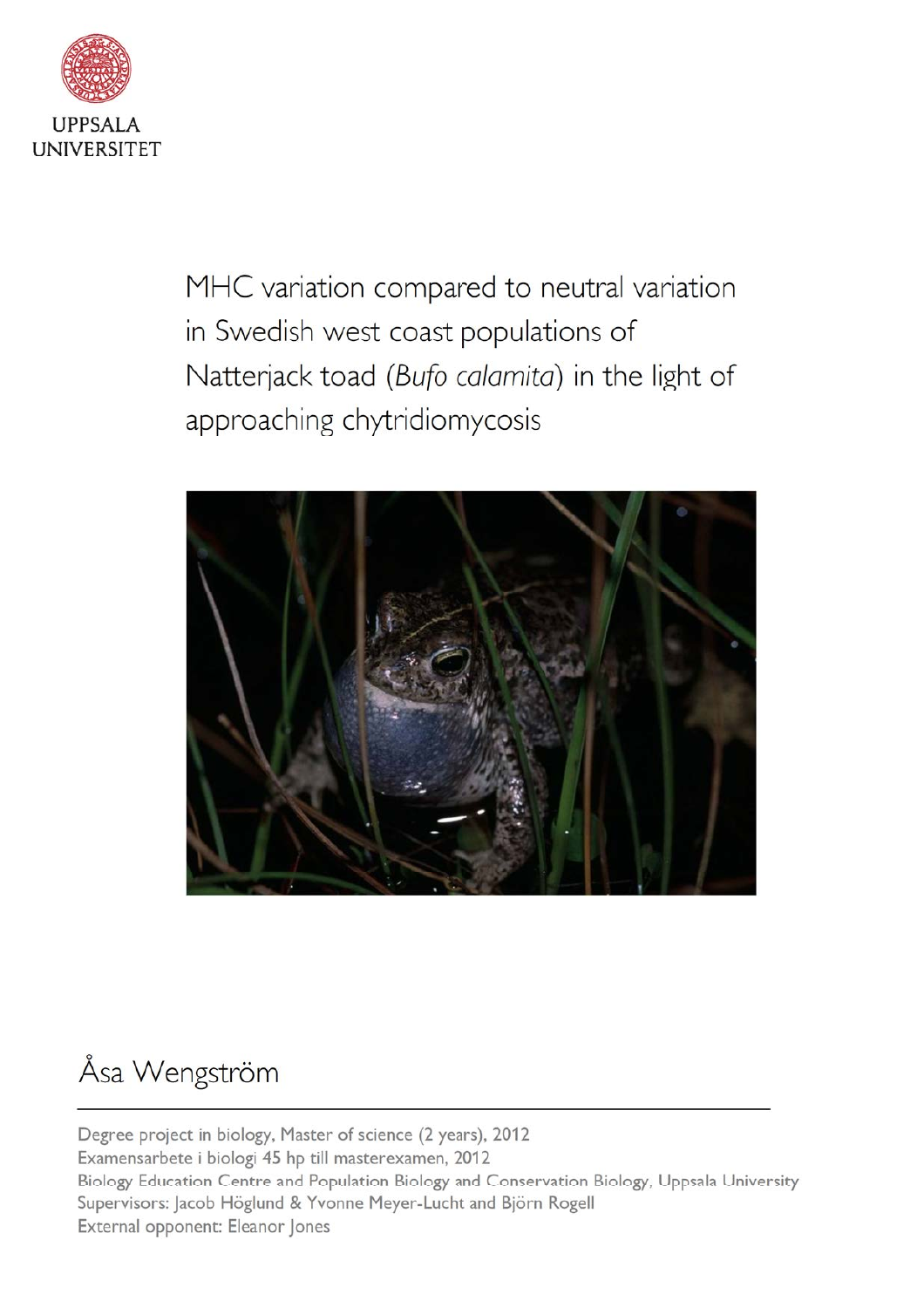UPPSALA UNIVERSITET

# MHC variation compared to neutral variation in Swedish west coast populations of Natterjack toad (*Bufo calamita*) in the light of approaching chytridiomycosis

## Åsa Wengström

Degree project in biology, Master of science (2 years), 2012
Examensarbete i biologi 45 hp till masterexamen, 2012
Biology Education Centre and Population Biology and Conservation Biology, Uppsala University
Supervisors: Jacob Höglund & Yvonne Meyer-Lucht and Björn Rogell
External opponent: Eleanor Jones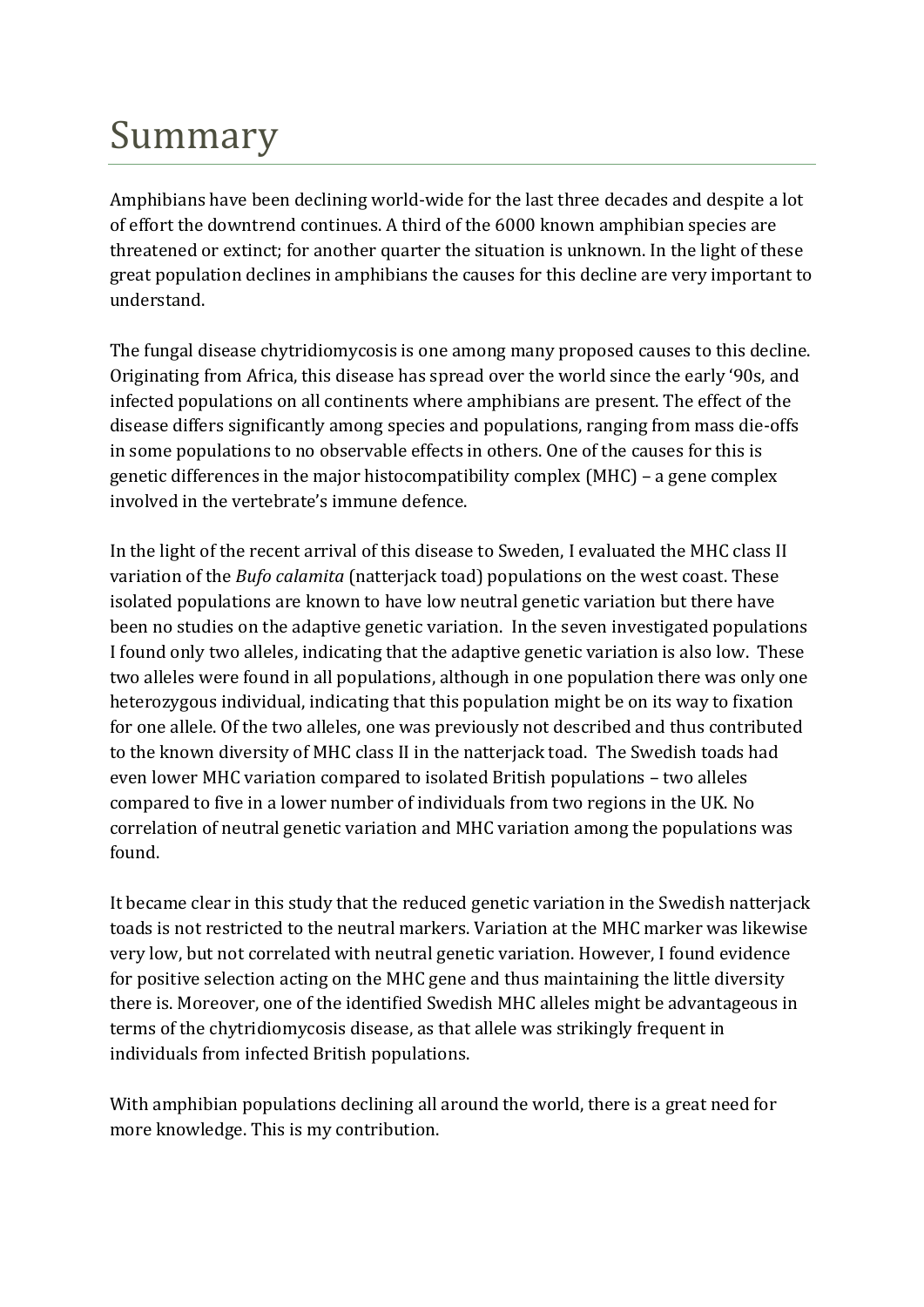# Summary

Amphibians have been declining world-wide for the last three decades and despite a lot of effort the downtrend continues. A third of the 6000 known amphibian species are threatened or extinct; for another quarter the situation is unknown. In the light of these great population declines in amphibians the causes for this decline are very important to understand.

The fungal disease chytridiomycosis is one among many proposed causes to this decline. Originating from Africa, this disease has spread over the world since the early '90s, and infected populations on all continents where amphibians are present. The effect of the disease differs significantly among species and populations, ranging from mass die-offs in some populations to no observable effects in others. One of the causes for this is genetic differences in the major histocompatibility complex (MHC) – a gene complex involved in the vertebrate's immune defence.

In the light of the recent arrival of this disease to Sweden, I evaluated the MHC class II variation of the *Bufo calamita* (natterjack toad) populations on the west coast. These isolated populations are known to have low neutral genetic variation but there have been no studies on the adaptive genetic variation. In the seven investigated populations I found only two alleles, indicating that the adaptive genetic variation is also low. These two alleles were found in all populations, although in one population there was only one heterozygous individual, indicating that this population might be on its way to fixation for one allele. Of the two alleles, one was previously not described and thus contributed to the known diversity of MHC class II in the natterjack toad. The Swedish toads had even lower MHC variation compared to isolated British populations – two alleles compared to five in a lower number of individuals from two regions in the UK. No correlation of neutral genetic variation and MHC variation among the populations was found.

It became clear in this study that the reduced genetic variation in the Swedish natterjack toads is not restricted to the neutral markers. Variation at the MHC marker was likewise very low, but not correlated with neutral genetic variation. However, I found evidence for positive selection acting on the MHC gene and thus maintaining the little diversity there is. Moreover, one of the identified Swedish MHC alleles might be advantageous in terms of the chytridiomycosis disease, as that allele was strikingly frequent in individuals from infected British populations.

With amphibian populations declining all around the world, there is a great need for more knowledge. This is my contribution.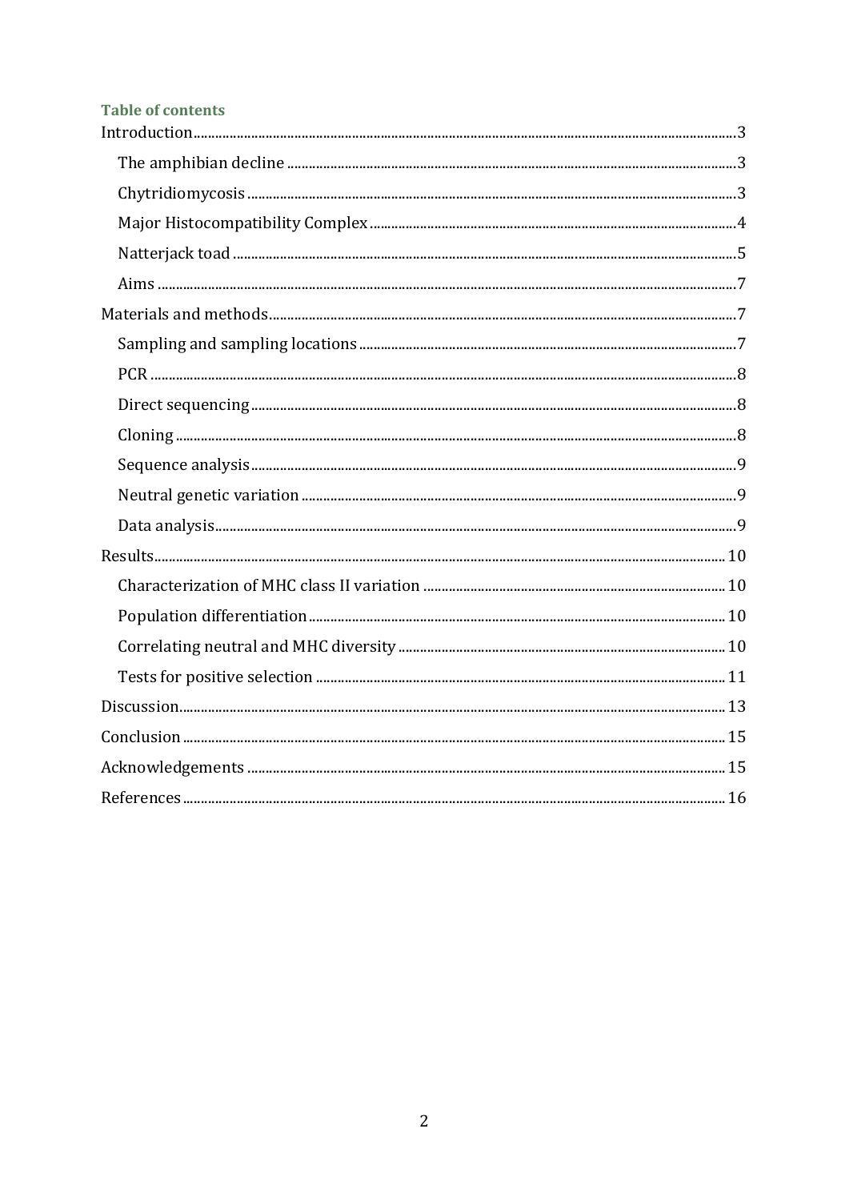**Table of contents**

Introduction ........................................................ 3

- The amphibian decline ........................................ 3
- Chytridiomycosis ................................................ 3
- Major Histocompatibility Complex ........................ 4
- Natterjack toad .................................................. 5
- Aims .................................................................. 7

Materials and methods .............................................. 7

- Sampling and sampling locations .......................... 7
- PCR .................................................................... 8
- Direct sequencing ................................................ 8
- Cloning ............................................................... 8
- Sequence analysis ................................................ 9
- Neutral genetic variation ...................................... 9
- Data analysis ....................................................... 9

Results .................................................................... 10

- Characterization of MHC class II variation ............ 10
- Population differentiation .................................... 10
- Correlating neutral and MHC diversity .................. 10
- Tests for positive selection .................................. 11

Discussion ................................................................ 13

Conclusion ............................................................... 15

Acknowledgements .................................................. 15

References ............................................................... 16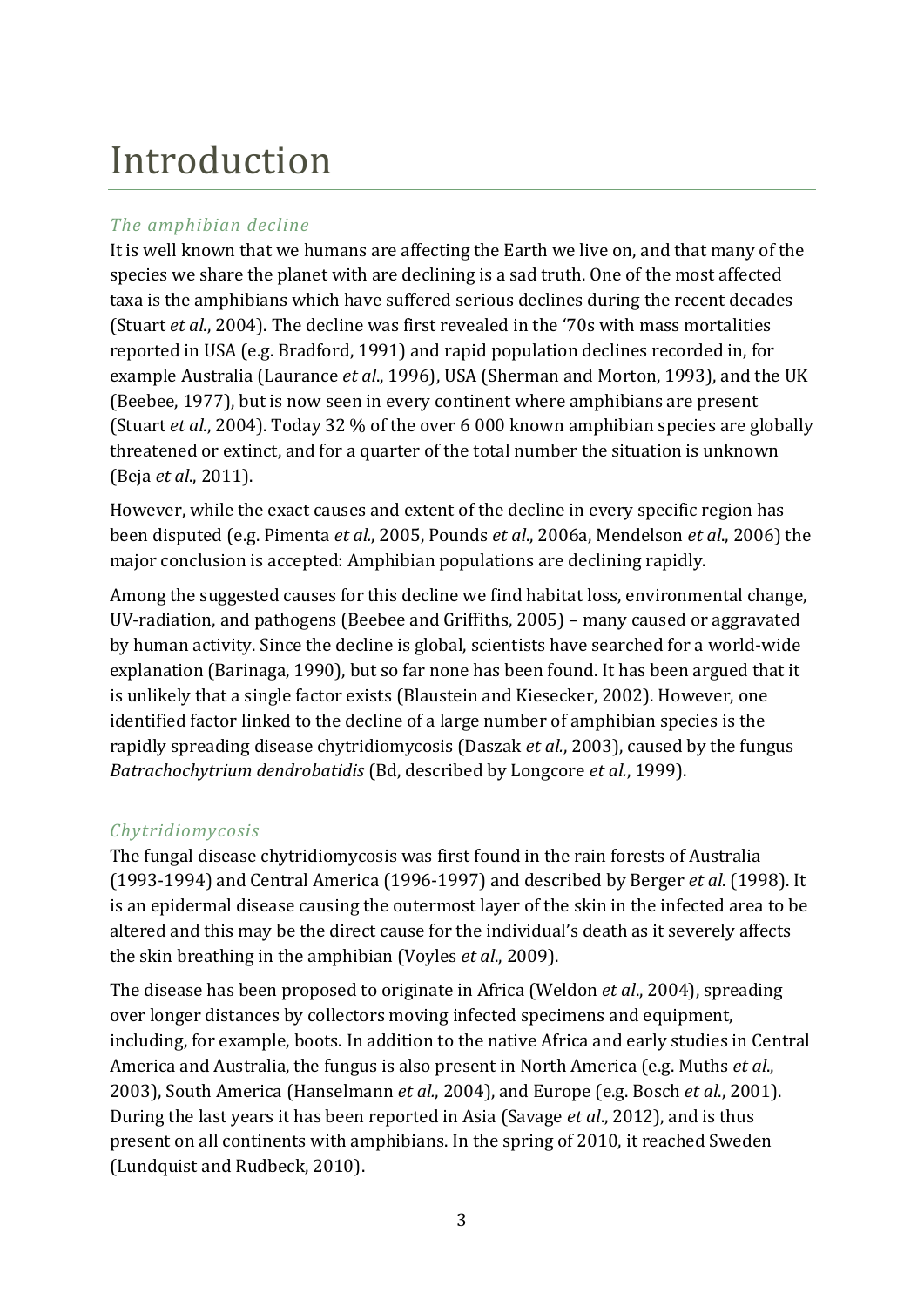# Introduction

### *The amphibian decline*

It is well known that we humans are affecting the Earth we live on, and that many of the species we share the planet with are declining is a sad truth. One of the most affected taxa is the amphibians which have suffered serious declines during the recent decades (Stuart *et al.*, 2004). The decline was first revealed in the '70s with mass mortalities reported in USA (e.g. Bradford, 1991) and rapid population declines recorded in, for example Australia (Laurance *et al*., 1996), USA (Sherman and Morton, 1993), and the UK (Beebee, 1977), but is now seen in every continent where amphibians are present (Stuart *et al.*, 2004). Today 32 % of the over 6 000 known amphibian species are globally threatened or extinct, and for a quarter of the total number the situation is unknown (Beja *et al*., 2011).

However, while the exact causes and extent of the decline in every specific region has been disputed (e.g. Pimenta *et al*., 2005, Pounds *et al*., 2006a, Mendelson *et al*., 2006) the major conclusion is accepted: Amphibian populations are declining rapidly.

Among the suggested causes for this decline we find habitat loss, environmental change, UV-radiation, and pathogens (Beebee and Griffiths, 2005) – many caused or aggravated by human activity. Since the decline is global, scientists have searched for a world-wide explanation (Barinaga, 1990), but so far none has been found. It has been argued that it is unlikely that a single factor exists (Blaustein and Kiesecker, 2002). However, one identified factor linked to the decline of a large number of amphibian species is the rapidly spreading disease chytridiomycosis (Daszak *et al*., 2003), caused by the fungus *Batrachochytrium dendrobatidis* (Bd, described by Longcore *et al*., 1999).

### *Chytridiomycosis*

The fungal disease chytridiomycosis was first found in the rain forests of Australia (1993-1994) and Central America (1996-1997) and described by Berger *et al*. (1998). It is an epidermal disease causing the outermost layer of the skin in the infected area to be altered and this may be the direct cause for the individual's death as it severely affects the skin breathing in the amphibian (Voyles *et al*., 2009).

The disease has been proposed to originate in Africa (Weldon *et al*., 2004), spreading over longer distances by collectors moving infected specimens and equipment, including, for example, boots. In addition to the native Africa and early studies in Central America and Australia, the fungus is also present in North America (e.g. Muths *et al*., 2003), South America (Hanselmann *et al*., 2004), and Europe (e.g. Bosch *et al*., 2001). During the last years it has been reported in Asia (Savage *et al*., 2012), and is thus present on all continents with amphibians. In the spring of 2010, it reached Sweden (Lundquist and Rudbeck, 2010).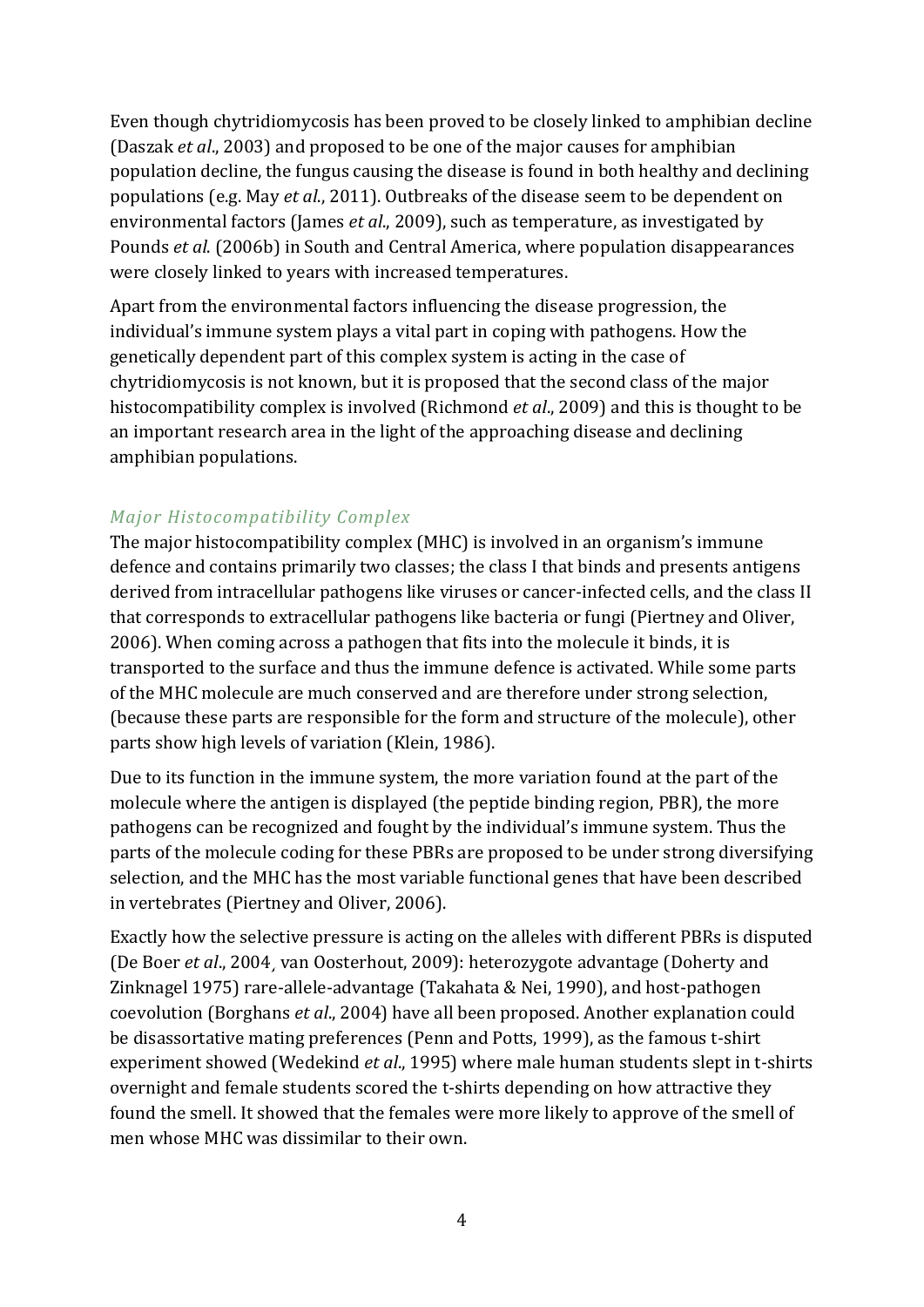Even though chytridiomycosis has been proved to be closely linked to amphibian decline (Daszak *et al*., 2003) and proposed to be one of the major causes for amphibian population decline, the fungus causing the disease is found in both healthy and declining populations (e.g. May *et al*., 2011). Outbreaks of the disease seem to be dependent on environmental factors (James *et al*., 2009), such as temperature, as investigated by Pounds *et al.* (2006b) in South and Central America, where population disappearances were closely linked to years with increased temperatures.

Apart from the environmental factors influencing the disease progression, the individual's immune system plays a vital part in coping with pathogens. How the genetically dependent part of this complex system is acting in the case of chytridiomycosis is not known, but it is proposed that the second class of the major histocompatibility complex is involved (Richmond *et al*., 2009) and this is thought to be an important research area in the light of the approaching disease and declining amphibian populations.

### *Major Histocompatibility Complex*

The major histocompatibility complex (MHC) is involved in an organism's immune defence and contains primarily two classes; the class I that binds and presents antigens derived from intracellular pathogens like viruses or cancer-infected cells, and the class II that corresponds to extracellular pathogens like bacteria or fungi (Piertney and Oliver, 2006). When coming across a pathogen that fits into the molecule it binds, it is transported to the surface and thus the immune defence is activated. While some parts of the MHC molecule are much conserved and are therefore under strong selection, (because these parts are responsible for the form and structure of the molecule), other parts show high levels of variation (Klein, 1986).

Due to its function in the immune system, the more variation found at the part of the molecule where the antigen is displayed (the peptide binding region, PBR), the more pathogens can be recognized and fought by the individual's immune system. Thus the parts of the molecule coding for these PBRs are proposed to be under strong diversifying selection, and the MHC has the most variable functional genes that have been described in vertebrates (Piertney and Oliver, 2006).

Exactly how the selective pressure is acting on the alleles with different PBRs is disputed (De Boer *et al*., 2004¸ van Oosterhout, 2009): heterozygote advantage (Doherty and Zinknagel 1975) rare-allele-advantage (Takahata & Nei, 1990), and host-pathogen coevolution (Borghans *et al*., 2004) have all been proposed. Another explanation could be disassortative mating preferences (Penn and Potts, 1999), as the famous t-shirt experiment showed (Wedekind *et al*., 1995) where male human students slept in t-shirts overnight and female students scored the t-shirts depending on how attractive they found the smell. It showed that the females were more likely to approve of the smell of men whose MHC was dissimilar to their own.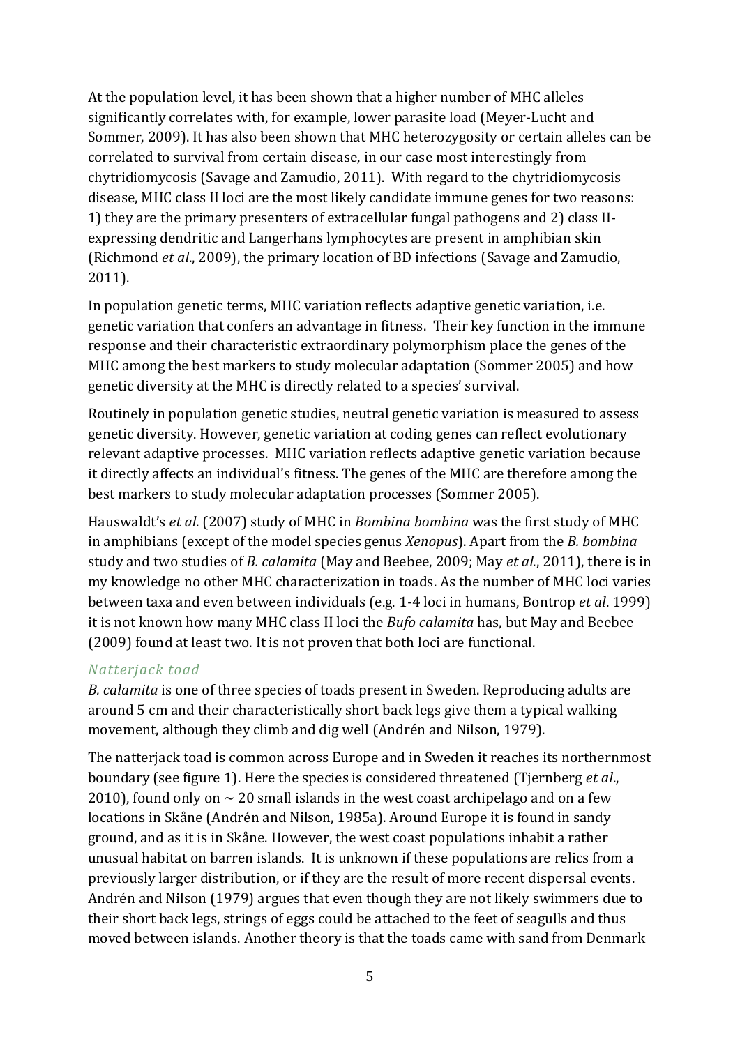At the population level, it has been shown that a higher number of MHC alleles significantly correlates with, for example, lower parasite load (Meyer-Lucht and Sommer, 2009). It has also been shown that MHC heterozygosity or certain alleles can be correlated to survival from certain disease, in our case most interestingly from chytridiomycosis (Savage and Zamudio, 2011). With regard to the chytridiomycosis disease, MHC class II loci are the most likely candidate immune genes for two reasons: 1) they are the primary presenters of extracellular fungal pathogens and 2) class II-expressing dendritic and Langerhans lymphocytes are present in amphibian skin (Richmond *et al*., 2009), the primary location of BD infections (Savage and Zamudio, 2011).

In population genetic terms, MHC variation reflects adaptive genetic variation, i.e. genetic variation that confers an advantage in fitness. Their key function in the immune response and their characteristic extraordinary polymorphism place the genes of the MHC among the best markers to study molecular adaptation (Sommer 2005) and how genetic diversity at the MHC is directly related to a species' survival.

Routinely in population genetic studies, neutral genetic variation is measured to assess genetic diversity. However, genetic variation at coding genes can reflect evolutionary relevant adaptive processes. MHC variation reflects adaptive genetic variation because it directly affects an individual's fitness. The genes of the MHC are therefore among the best markers to study molecular adaptation processes (Sommer 2005).

Hauswaldt's *et al*. (2007) study of MHC in *Bombina bombina* was the first study of MHC in amphibians (except of the model species genus *Xenopus*). Apart from the *B. bombina* study and two studies of *B. calamita* (May and Beebee, 2009; May *et al*., 2011), there is in my knowledge no other MHC characterization in toads. As the number of MHC loci varies between taxa and even between individuals (e.g. 1-4 loci in humans, Bontrop *et al*. 1999) it is not known how many MHC class II loci the *Bufo calamita* has, but May and Beebee (2009) found at least two. It is not proven that both loci are functional.

### *Natterjack toad*

*B. calamita* is one of three species of toads present in Sweden. Reproducing adults are around 5 cm and their characteristically short back legs give them a typical walking movement, although they climb and dig well (Andrén and Nilson, 1979).

The natterjack toad is common across Europe and in Sweden it reaches its northernmost boundary (see figure 1). Here the species is considered threatened (Tjernberg *et al*., 2010), found only on ~ 20 small islands in the west coast archipelago and on a few locations in Skåne (Andrén and Nilson, 1985a). Around Europe it is found in sandy ground, and as it is in Skåne. However, the west coast populations inhabit a rather unusual habitat on barren islands. It is unknown if these populations are relics from a previously larger distribution, or if they are the result of more recent dispersal events. Andrén and Nilson (1979) argues that even though they are not likely swimmers due to their short back legs, strings of eggs could be attached to the feet of seagulls and thus moved between islands. Another theory is that the toads came with sand from Denmark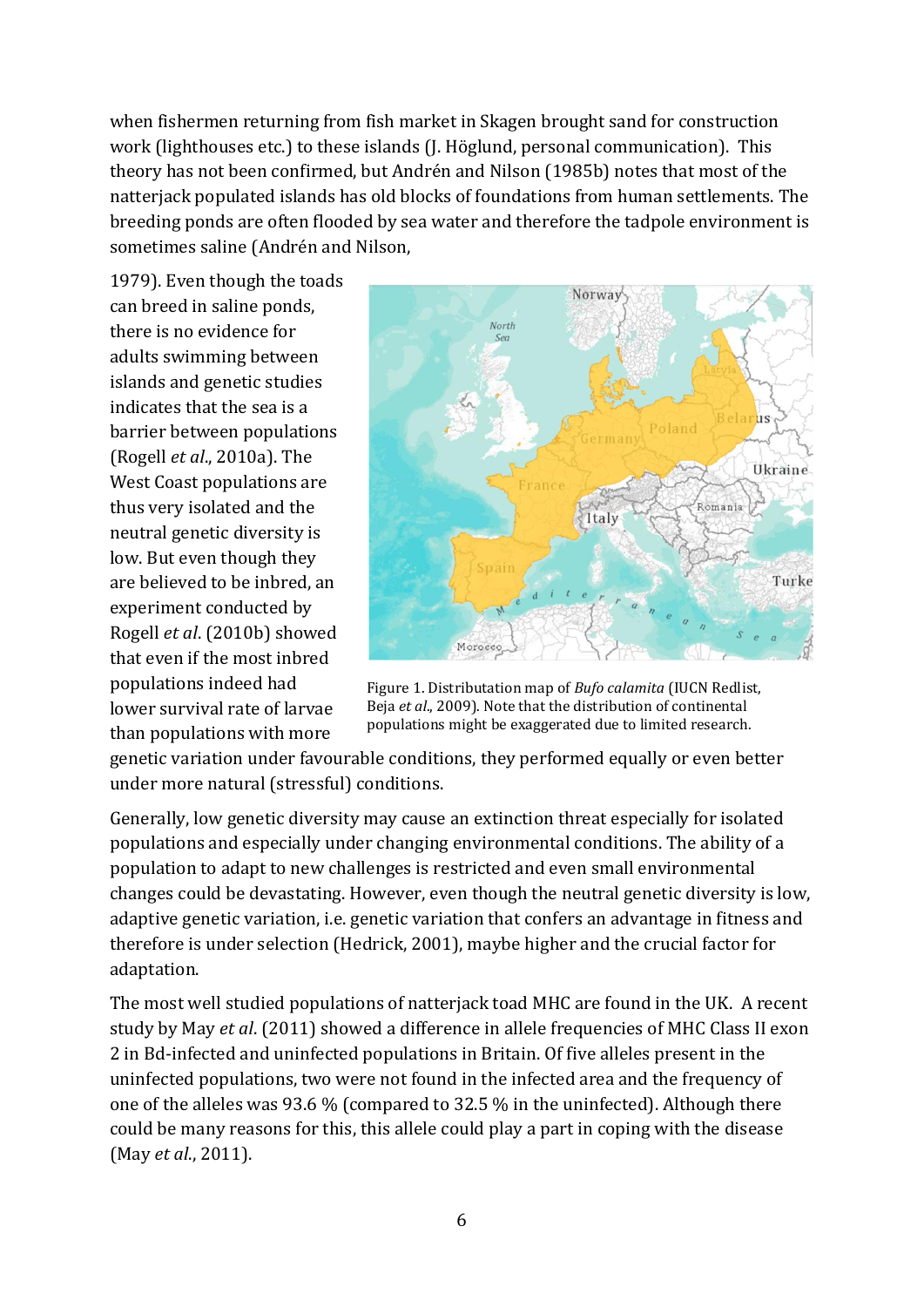when fishermen returning from fish market in Skagen brought sand for construction work (lighthouses etc.) to these islands (J. Höglund, personal communication). This theory has not been confirmed, but Andrén and Nilson (1985b) notes that most of the natterjack populated islands has old blocks of foundations from human settlements. The breeding ponds are often flooded by sea water and therefore the tadpole environment is sometimes saline (Andrén and Nilson, 1979). Even though the toads can breed in saline ponds, there is no evidence for adults swimming between islands and genetic studies indicates that the sea is a barrier between populations (Rogell *et al*., 2010a). The West Coast populations are thus very isolated and the neutral genetic diversity is low. But even though they are believed to be inbred, an experiment conducted by Rogell *et al*. (2010b) showed that even if the most inbred populations indeed had lower survival rate of larvae than populations with more genetic variation under favourable conditions, they performed equally or even better under more natural (stressful) conditions.

Figure 1. Distributation map of *Bufo calamita* (IUCN Redlist, Beja *et al*., 2009). Note that the distribution of continental populations might be exaggerated due to limited research.

Generally, low genetic diversity may cause an extinction threat especially for isolated populations and especially under changing environmental conditions. The ability of a population to adapt to new challenges is restricted and even small environmental changes could be devastating. However, even though the neutral genetic diversity is low, adaptive genetic variation, i.e. genetic variation that confers an advantage in fitness and therefore is under selection (Hedrick, 2001), maybe higher and the crucial factor for adaptation.

The most well studied populations of natterjack toad MHC are found in the UK. A recent study by May *et al*. (2011) showed a difference in allele frequencies of MHC Class II exon 2 in Bd-infected and uninfected populations in Britain. Of five alleles present in the uninfected populations, two were not found in the infected area and the frequency of one of the alleles was 93.6 % (compared to 32.5 % in the uninfected). Although there could be many reasons for this, this allele could play a part in coping with the disease (May *et al*., 2011).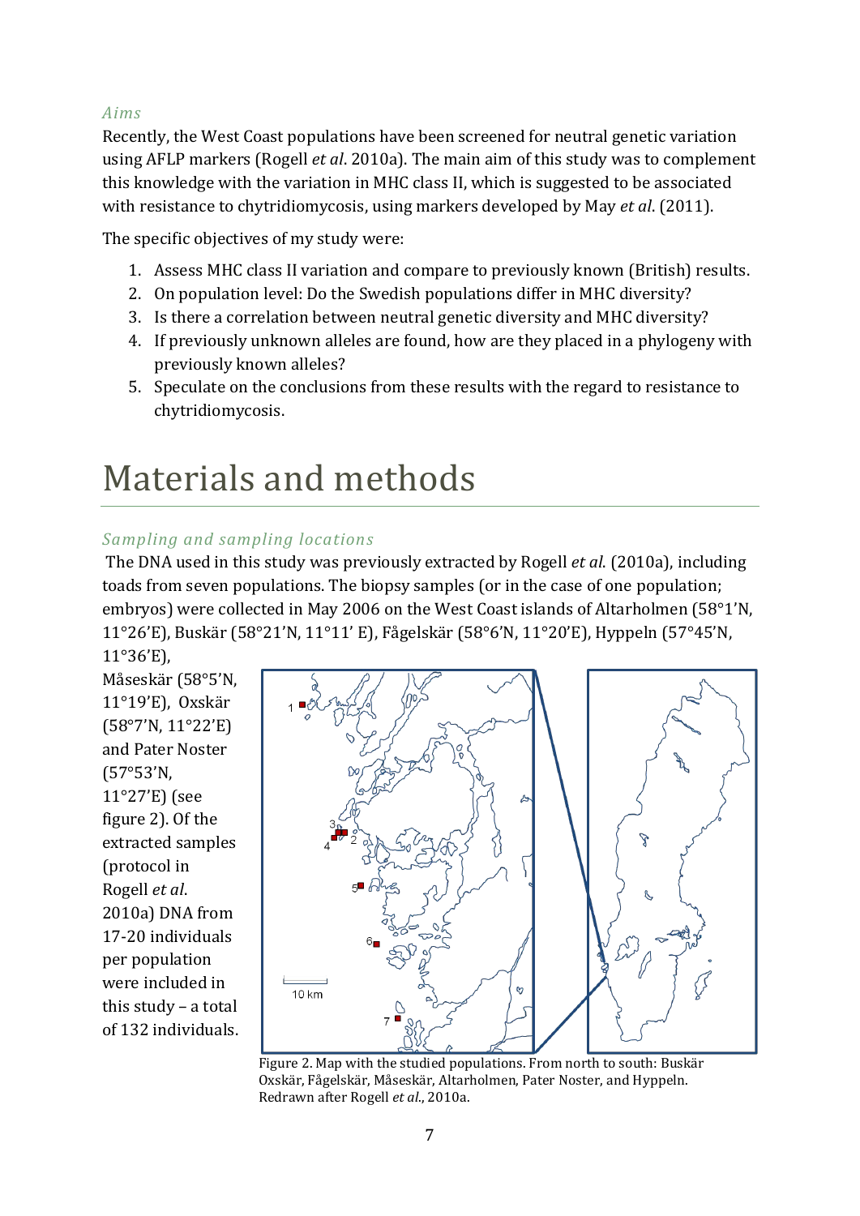### *Aims*

Recently, the West Coast populations have been screened for neutral genetic variation using AFLP markers (Rogell *et al*. 2010a). The main aim of this study was to complement this knowledge with the variation in MHC class II, which is suggested to be associated with resistance to chytridiomycosis, using markers developed by May *et al*. (2011).

The specific objectives of my study were:

1. Assess MHC class II variation and compare to previously known (British) results.
2. On population level: Do the Swedish populations differ in MHC diversity?
3. Is there a correlation between neutral genetic diversity and MHC diversity?
4. If previously unknown alleles are found, how are they placed in a phylogeny with previously known alleles?
5. Speculate on the conclusions from these results with the regard to resistance to chytridiomycosis.

# Materials and methods

### *Sampling and sampling locations*

The DNA used in this study was previously extracted by Rogell *et al*. (2010a), including toads from seven populations. The biopsy samples (or in the case of one population; embryos) were collected in May 2006 on the West Coast islands of Altarholmen (58°1'N, 11°26'E), Buskär (58°21'N, 11°11' E), Fågelskär (58°6'N, 11°20'E), Hyppeln (57°45'N, 11°36'E), Måseskär (58°5'N, 11°19'E), Oxskär (58°7'N, 11°22'E) and Pater Noster (57°53'N, 11°27'E) (see figure 2). Of the extracted samples (protocol in Rogell *et al*. 2010a) DNA from 17-20 individuals per population were included in this study – a total of 132 individuals.

Figure 2. Map with the studied populations. From north to south: Buskär Oxskär, Fågelskär, Måseskär, Altarholmen, Pater Noster, and Hyppeln. Redrawn after Rogell *et al*., 2010a.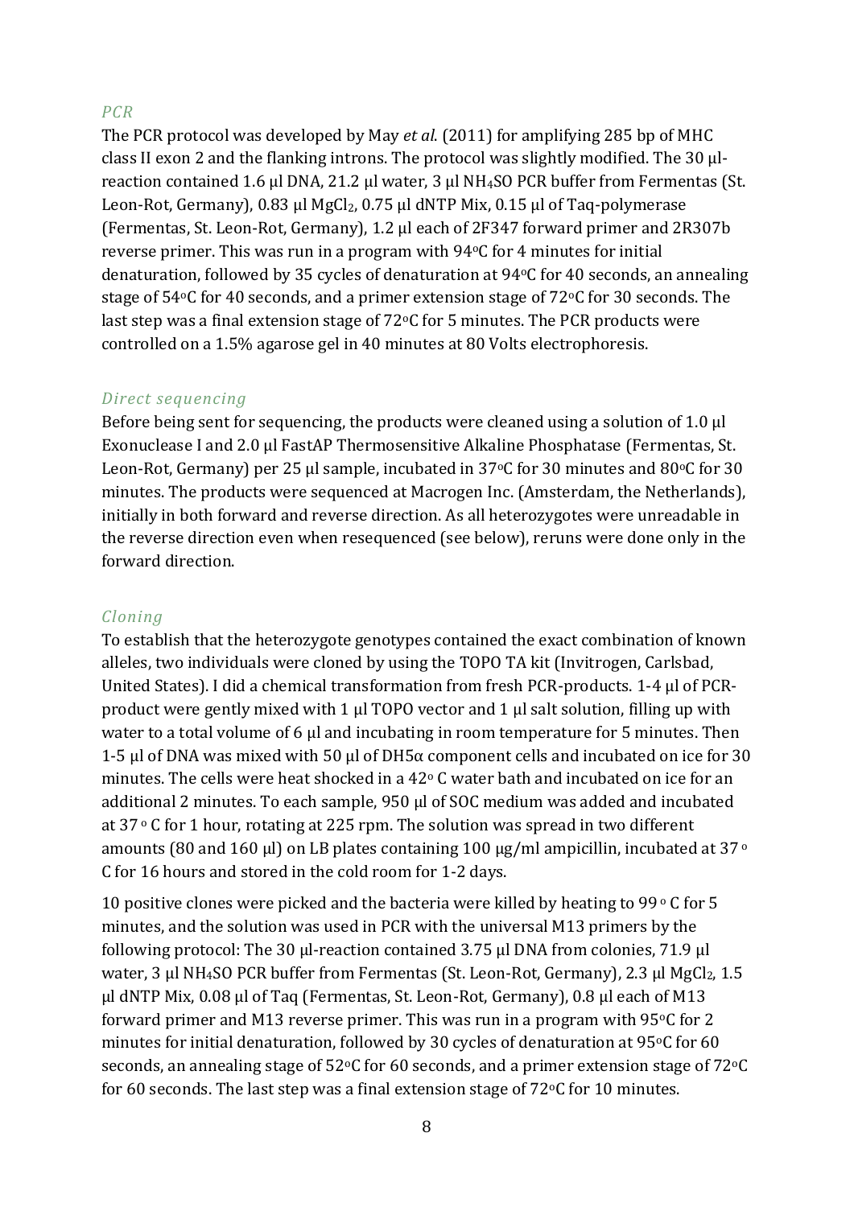### *PCR*

The PCR protocol was developed by May *et al.* (2011) for amplifying 285 bp of MHC class II exon 2 and the flanking introns. The protocol was slightly modified. The 30 µl-reaction contained 1.6 µl DNA, 21.2 µl water, 3 µl $NH_4SO$ PCR buffer from Fermentas (St. Leon-Rot, Germany), 0.83 µl $MgCl_2$, 0.75 µl dNTP Mix, 0.15 µl of Taq-polymerase (Fermentas, St. Leon-Rot, Germany), 1.2 µl each of 2F347 forward primer and 2R307b reverse primer. This was run in a program with 94°C for 4 minutes for initial denaturation, followed by 35 cycles of denaturation at 94°C for 40 seconds, an annealing stage of 54°C for 40 seconds, and a primer extension stage of 72°C for 30 seconds. The last step was a final extension stage of 72°C for 5 minutes. The PCR products were controlled on a 1.5% agarose gel in 40 minutes at 80 Volts electrophoresis.

### *Direct sequencing*

Before being sent for sequencing, the products were cleaned using a solution of 1.0 µl Exonuclease I and 2.0 µl FastAP Thermosensitive Alkaline Phosphatase (Fermentas, St. Leon-Rot, Germany) per 25 µl sample, incubated in 37°C for 30 minutes and 80°C for 30 minutes. The products were sequenced at Macrogen Inc. (Amsterdam, the Netherlands), initially in both forward and reverse direction. As all heterozygotes were unreadable in the reverse direction even when resequenced (see below), reruns were done only in the forward direction.

### *Cloning*

To establish that the heterozygote genotypes contained the exact combination of known alleles, two individuals were cloned by using the TOPO TA kit (Invitrogen, Carlsbad, United States). I did a chemical transformation from fresh PCR-products. 1-4 µl of PCR-product were gently mixed with 1 µl TOPO vector and 1 µl salt solution, filling up with water to a total volume of 6 µl and incubating in room temperature for 5 minutes. Then 1-5 µl of DNA was mixed with 50 µl of DH5α component cells and incubated on ice for 30 minutes. The cells were heat shocked in a 42° C water bath and incubated on ice for an additional 2 minutes. To each sample, 950 µl of SOC medium was added and incubated at 37 ° C for 1 hour, rotating at 225 rpm. The solution was spread in two different amounts (80 and 160 µl) on LB plates containing 100 µg/ml ampicillin, incubated at 37 ° C for 16 hours and stored in the cold room for 1-2 days.

10 positive clones were picked and the bacteria were killed by heating to 99 ° C for 5 minutes, and the solution was used in PCR with the universal M13 primers by the following protocol: The 30 µl-reaction contained 3.75 µl DNA from colonies, 71.9 µl water, 3 µl $NH_4SO$ PCR buffer from Fermentas (St. Leon-Rot, Germany), 2.3 µl $MgCl_2$, 1.5 µl dNTP Mix, 0.08 µl of Taq (Fermentas, St. Leon-Rot, Germany), 0.8 µl each of M13 forward primer and M13 reverse primer. This was run in a program with 95°C for 2 minutes for initial denaturation, followed by 30 cycles of denaturation at 95°C for 60 seconds, an annealing stage of 52°C for 60 seconds, and a primer extension stage of 72°C for 60 seconds. The last step was a final extension stage of 72°C for 10 minutes.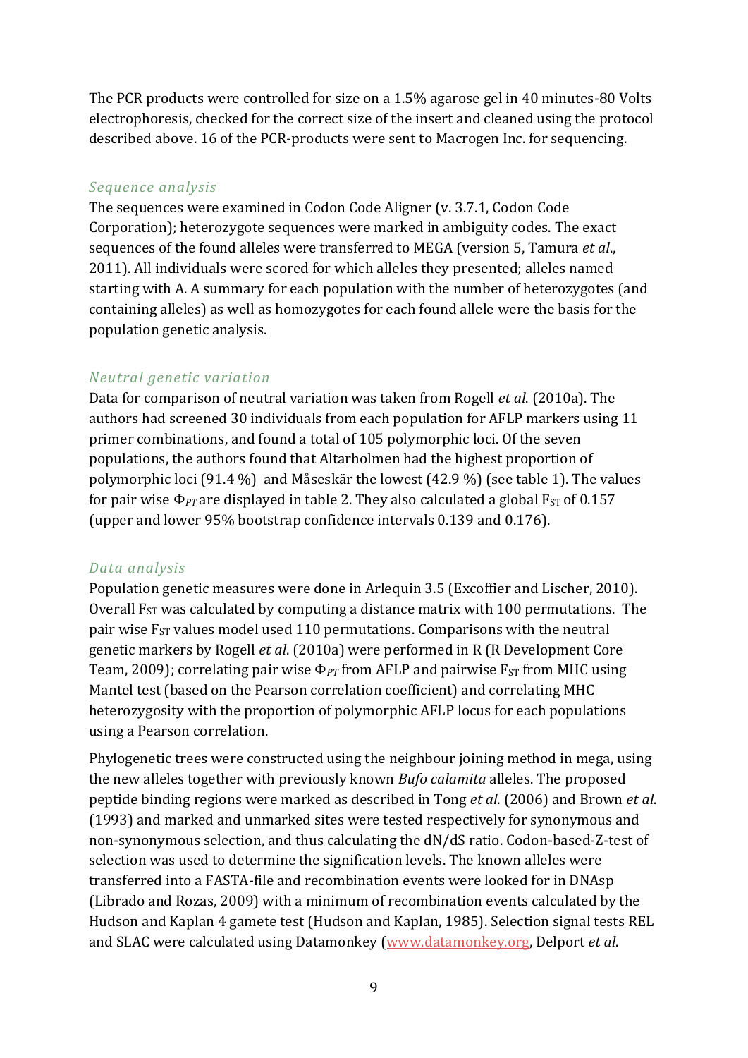The PCR products were controlled for size on a 1.5% agarose gel in 40 minutes-80 Volts electrophoresis, checked for the correct size of the insert and cleaned using the protocol described above. 16 of the PCR-products were sent to Macrogen Inc. for sequencing.

### *Sequence analysis*

The sequences were examined in Codon Code Aligner (v. 3.7.1, Codon Code Corporation); heterozygote sequences were marked in ambiguity codes. The exact sequences of the found alleles were transferred to MEGA (version 5, Tamura *et al*., 2011). All individuals were scored for which alleles they presented; alleles named starting with A. A summary for each population with the number of heterozygotes (and containing alleles) as well as homozygotes for each found allele were the basis for the population genetic analysis.

### *Neutral genetic variation*

Data for comparison of neutral variation was taken from Rogell *et al*. (2010a). The authors had screened 30 individuals from each population for AFLP markers using 11 primer combinations, and found a total of 105 polymorphic loci. Of the seven populations, the authors found that Altarholmen had the highest proportion of polymorphic loci (91.4 %) and Måseskär the lowest (42.9 %) (see table 1). The values for pair wise $\Phi_{PT}$ are displayed in table 2. They also calculated a global $F_{ST}$ of 0.157 (upper and lower 95% bootstrap confidence intervals 0.139 and 0.176).

### *Data analysis*

Population genetic measures were done in Arlequin 3.5 (Excoffier and Lischer, 2010). Overall $F_{ST}$ was calculated by computing a distance matrix with 100 permutations. The pair wise $F_{ST}$ values model used 110 permutations. Comparisons with the neutral genetic markers by Rogell *et al*. (2010a) were performed in R (R Development Core Team, 2009); correlating pair wise $\Phi_{PT}$ from AFLP and pairwise $F_{ST}$ from MHC using Mantel test (based on the Pearson correlation coefficient) and correlating MHC heterozygosity with the proportion of polymorphic AFLP locus for each populations using a Pearson correlation.

Phylogenetic trees were constructed using the neighbour joining method in mega, using the new alleles together with previously known *Bufo calamita* alleles. The proposed peptide binding regions were marked as described in Tong *et al*. (2006) and Brown *et al*. (1993) and marked and unmarked sites were tested respectively for synonymous and non-synonymous selection, and thus calculating the dN/dS ratio. Codon-based-Z-test of selection was used to determine the signification levels. The known alleles were transferred into a FASTA-file and recombination events were looked for in DNAsp (Librado and Rozas, 2009) with a minimum of recombination events calculated by the Hudson and Kaplan 4 gamete test (Hudson and Kaplan, 1985). Selection signal tests REL and SLAC were calculated using Datamonkey (www.datamonkey.org, Delport *et al*.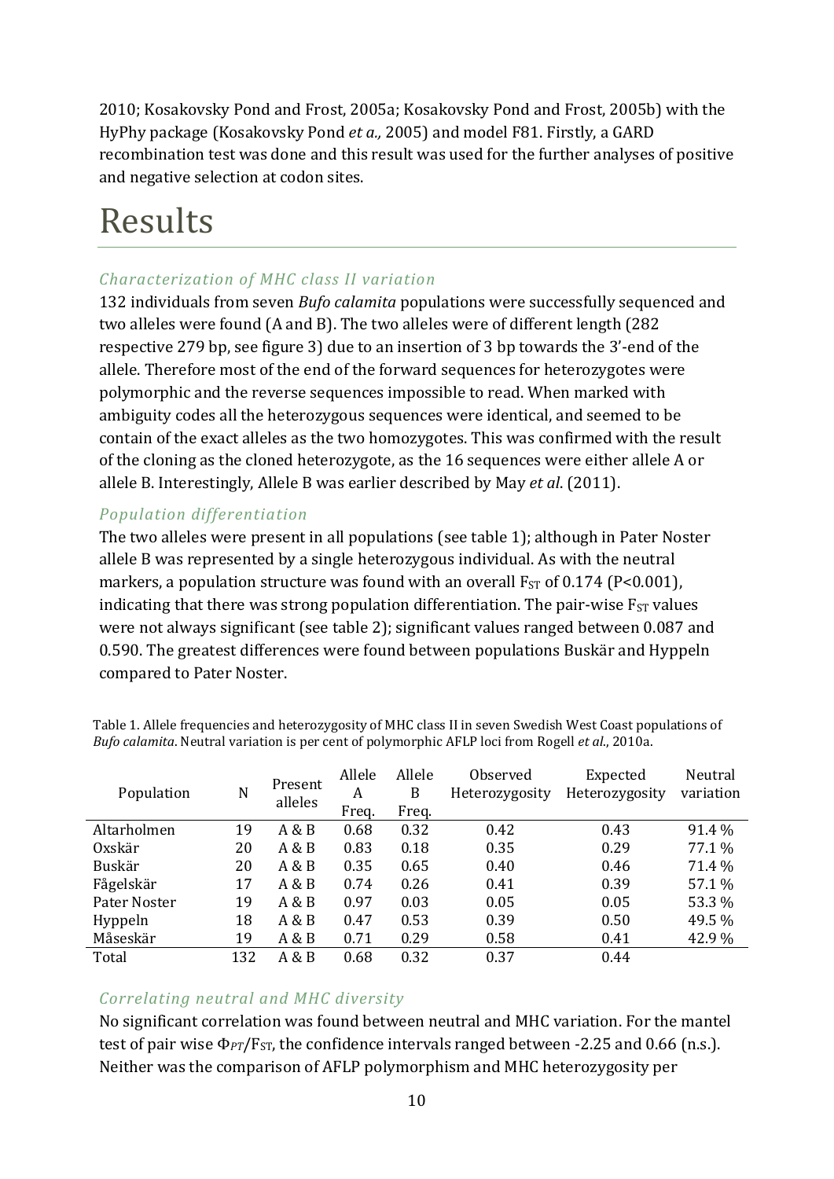2010; Kosakovsky Pond and Frost, 2005a; Kosakovsky Pond and Frost, 2005b) with the HyPhy package (Kosakovsky Pond *et a.,* 2005) and model F81. Firstly, a GARD recombination test was done and this result was used for the further analyses of positive and negative selection at codon sites.

# Results

### *Characterization of MHC class II variation*

132 individuals from seven *Bufo calamita* populations were successfully sequenced and two alleles were found (A and B). The two alleles were of different length (282 respective 279 bp, see figure 3) due to an insertion of 3 bp towards the 3'-end of the allele. Therefore most of the end of the forward sequences for heterozygotes were polymorphic and the reverse sequences impossible to read. When marked with ambiguity codes all the heterozygous sequences were identical, and seemed to be contain of the exact alleles as the two homozygotes. This was confirmed with the result of the cloning as the cloned heterozygote, as the 16 sequences were either allele A or allele B. Interestingly, Allele B was earlier described by May *et al*. (2011).

### *Population differentiation*

The two alleles were present in all populations (see table 1); although in Pater Noster allele B was represented by a single heterozygous individual. As with the neutral markers, a population structure was found with an overall $F_{ST}$ of 0.174 (P<0.001), indicating that there was strong population differentiation. The pair-wise $F_{ST}$ values were not always significant (see table 2); significant values ranged between 0.087 and 0.590. The greatest differences were found between populations Buskär and Hyppeln compared to Pater Noster.

Table 1. Allele frequencies and heterozygosity of MHC class II in seven Swedish West Coast populations of *Bufo calamita*. Neutral variation is per cent of polymorphic AFLP loci from Rogell *et al*., 2010a.

| Population | N | Present alleles | Allele A Freq. | Allele B Freq. | Observed Heterozygosity | Expected Heterozygosity | Neutral variation |
|---|---|---|---|---|---|---|---|
| Altarholmen | 19 | A & B | 0.68 | 0.32 | 0.42 | 0.43 | 91.4 % |
| Oxskär | 20 | A & B | 0.83 | 0.18 | 0.35 | 0.29 | 77.1 % |
| Buskär | 20 | A & B | 0.35 | 0.65 | 0.40 | 0.46 | 71.4 % |
| Fågelskär | 17 | A & B | 0.74 | 0.26 | 0.41 | 0.39 | 57.1 % |
| Pater Noster | 19 | A & B | 0.97 | 0.03 | 0.05 | 0.05 | 53.3 % |
| Hyppeln | 18 | A & B | 0.47 | 0.53 | 0.39 | 0.50 | 49.5 % |
| Måseskär | 19 | A & B | 0.71 | 0.29 | 0.58 | 0.41 | 42.9 % |
| Total | 132 | A & B | 0.68 | 0.32 | 0.37 | 0.44 | |

### *Correlating neutral and MHC diversity*

No significant correlation was found between neutral and MHC variation. For the mantel test of pair wise $\Phi_{PT}/F_{ST}$, the confidence intervals ranged between -2.25 and 0.66 (n.s.). Neither was the comparison of AFLP polymorphism and MHC heterozygosity per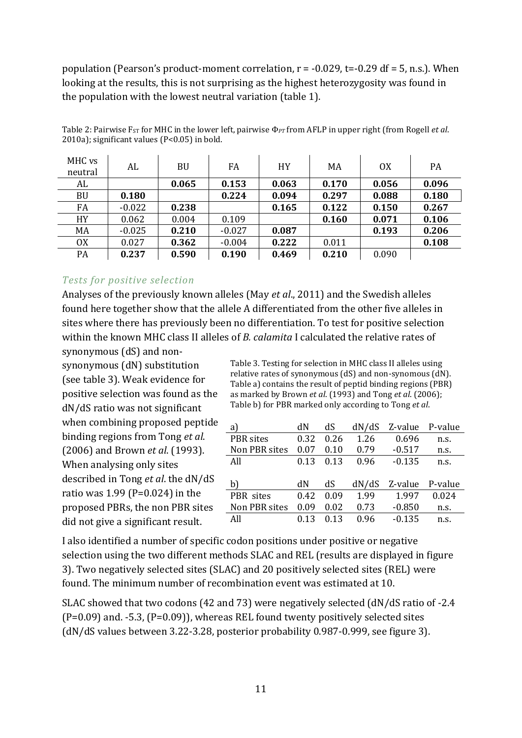population (Pearson's product-moment correlation, $r = -0.029$, $t=-0.29$ $df = 5$, n.s.). When looking at the results, this is not surprising as the highest heterozygosity was found in the population with the lowest neutral variation (table 1).

Table 2: Pairwise $F_{ST}$ for MHC in the lower left, pairwise $\Phi_{PT}$ from AFLP in upper right (from Rogell *et al*. 2010a); significant values (P<0.05) in bold.

| MHC vs neutral | AL | BU | FA | HY | MA | OX | PA |
|---|---|---|---|---|---|---|---|
| AL | | **0.065** | **0.153** | **0.063** | **0.170** | **0.056** | **0.096** |
| BU | **0.180** | | **0.224** | **0.094** | **0.297** | **0.088** | **0.180** |
| FA | -0.022 | **0.238** | | **0.165** | **0.122** | **0.150** | **0.267** |
| HY | 0.062 | 0.004 | 0.109 | | **0.160** | **0.071** | **0.106** |
| MA | -0.025 | **0.210** | -0.027 | **0.087** | | **0.193** | **0.206** |
| OX | 0.027 | **0.362** | -0.004 | **0.222** | 0.011 | | **0.108** |
| PA | **0.237** | **0.590** | **0.190** | **0.469** | **0.210** | 0.090 | |

### *Tests for positive selection*

Analyses of the previously known alleles (May *et al*., 2011) and the Swedish alleles found here together show that the allele A differentiated from the other five alleles in sites where there has previously been no differentiation. To test for positive selection within the known MHC class II alleles of *B. calamita* I calculated the relative rates of synonymous (dS) and non-synonymous (dN) substitution (see table 3). Weak evidence for positive selection was found as the dN/dS ratio was not significant when combining proposed peptide binding regions from Tong *et al*. (2006) and Brown *et al*. (1993). When analysing only sites described in Tong *et al*. the dN/dS ratio was 1.99 (P=0.024) in the proposed PBRs, the non PBR sites did not give a significant result.

Table 3. Testing for selection in MHC class II alleles using relative rates of synonymous (dS) and non-synomous (dN). Table a) contains the result of peptid binding regions (PBR) as marked by Brown *et al*. (1993) and Tong *et al*. (2006); Table b) for PBR marked only according to Tong *et al*.

| a) | dN | dS | dN/dS | Z-value | P-value |
|---|---|---|---|---|---|
| PBR sites | 0.32 | 0.26 | 1.26 | 0.696 | n.s. |
| Non PBR sites | 0.07 | 0.10 | 0.79 | -0.517 | n.s. |
| All | 0.13 | 0.13 | 0.96 | -0.135 | n.s. |

| b) | dN | dS | dN/dS | Z-value | P-value |
|---|---|---|---|---|---|
| PBR sites | 0.42 | 0.09 | 1.99 | 1.997 | 0.024 |
| Non PBR sites | 0.09 | 0.02 | 0.73 | -0.850 | n.s. |
| All | 0.13 | 0.13 | 0.96 | -0.135 | n.s. |

I also identified a number of specific codon positions under positive or negative selection using the two different methods SLAC and REL (results are displayed in figure 3). Two negatively selected sites (SLAC) and 20 positively selected sites (REL) were found. The minimum number of recombination event was estimated at 10.

SLAC showed that two codons (42 and 73) were negatively selected (dN/dS ratio of -2.4 (P=0.09) and. -5.3, (P=0.09)), whereas REL found twenty positively selected sites (dN/dS values between 3.22-3.28, posterior probability 0.987-0.999, see figure 3).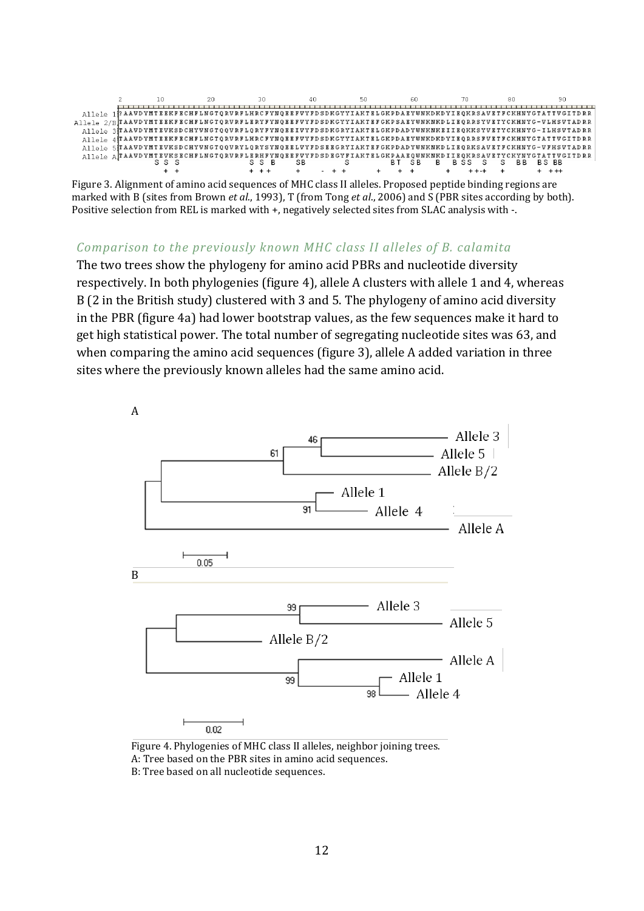```
         2        10        20        30        40        50        60        70        80        90
Allele 1 ?AAVDYMTEEKFECHFLNGTQRVRFLHRCFYNQEEFVYFDSDKGYYIAKTELGKPDAEYWNKDKDYIEQKRSAVETFCKHNYGTATTVGITDRR
Allele 2/B TAAVDYMTEEKFECHFLNGTQRVRFLERYFYNQEEFVYFDSDKGYYIAKTEFGKPSAEYWNKNKDLIEQRRSYVETYCKHNYG-VLHSVTADRR
Allele 3 TAAVDYMTEVKSDCHYVNGTQQVRFLQRYFYNQEEIVYFDSDKGRYIAKTEFGKPDADYWNKNKEIIEQKKSYVETYCKHNYG-ILHSVTADRR
Allele 4 TAAVDYMTEEKFECHFLNGTQRVRFLHRCFYNQEEFVYFDSDKGYYIAKTELGKPDAEYWNKDKDYIEQRRSFVETFCKHNYGTATTVGITDRR
Allele 5 TAAVDYMTEVKSDCHYVNGTQQVRYLQRYSYNQEELVYFDSEEGRYIAKTEFGKPDADYWNKNKDLIEQRKSAVETFCKHNYG-VFHSVTADRR
Allele A TAAVDYMTEVKSECHFLNGTQRVRFLERHFYNQEEFVYFDSDEGYFIAKTELGKPAAEQWNKNKDIIEQKRSAVETYCKYNYGTATTVGITDRR
           S S S             S S B     SB         S         BT SB    B  B SS  S   S  BB  BS BB
           + +               + ++      +      - + +        +  + +    +    ++-+  +        + ++
```

Figure 3. Alignment of amino acid sequences of MHC class II alleles. Proposed peptide binding regions are marked with B (sites from Brown *et al.*, 1993), T (from Tong *et al.*, 2006) and S (PBR sites according by both). Positive selection from REL is marked with +, negatively selected sites from SLAC analysis with -.

### *Comparison to the previously known MHC class II alleles of B. calamita*

The two trees show the phylogeny for amino acid PBRs and nucleotide diversity respectively. In both phylogenies (figure 4), allele A clusters with allele 1 and 4, whereas B (2 in the British study) clustered with 3 and 5. The phylogeny of amino acid diversity in the PBR (figure 4a) had lower bootstrap values, as the few sequences make it hard to get high statistical power. The total number of segregating nucleotide sites was 63, and when comparing the amino acid sequences (figure 3), allele A added variation in three sites where the previously known alleles had the same amino acid.

Figure 4. Phylogenies of MHC class II alleles, neighbor joining trees.
A: Tree based on the PBR sites in amino acid sequences.
B: Tree based on all nucleotide sequences.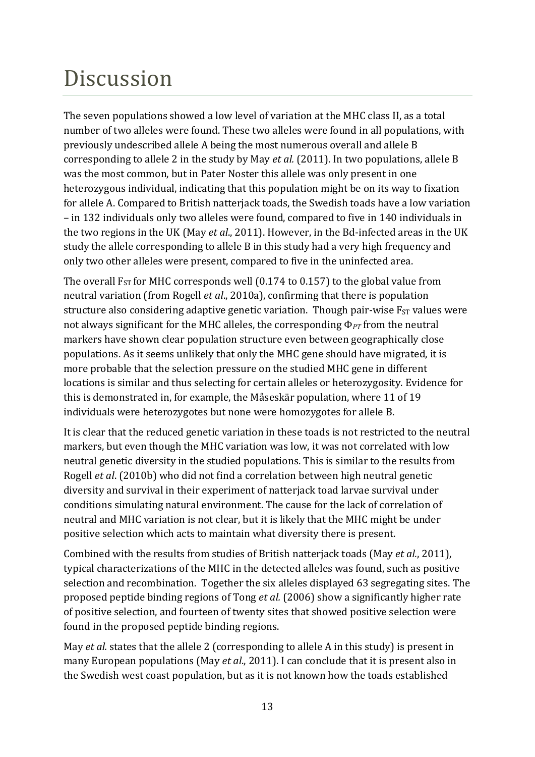# Discussion

The seven populations showed a low level of variation at the MHC class II, as a total number of two alleles were found. These two alleles were found in all populations, with previously undescribed allele A being the most numerous overall and allele B corresponding to allele 2 in the study by May *et al.* (2011). In two populations, allele B was the most common, but in Pater Noster this allele was only present in one heterozygous individual, indicating that this population might be on its way to fixation for allele A. Compared to British natterjack toads, the Swedish toads have a low variation – in 132 individuals only two alleles were found, compared to five in 140 individuals in the two regions in the UK (May *et al*., 2011). However, in the Bd-infected areas in the UK study the allele corresponding to allele B in this study had a very high frequency and only two other alleles were present, compared to five in the uninfected area.

The overall $F_{ST}$ for MHC corresponds well (0.174 to 0.157) to the global value from neutral variation (from Rogell *et al*., 2010a), confirming that there is population structure also considering adaptive genetic variation. Though pair-wise $F_{ST}$ values were not always significant for the MHC alleles, the corresponding $\Phi_{PT}$ from the neutral markers have shown clear population structure even between geographically close populations. As it seems unlikely that only the MHC gene should have migrated, it is more probable that the selection pressure on the studied MHC gene in different locations is similar and thus selecting for certain alleles or heterozygosity. Evidence for this is demonstrated in, for example, the Måseskär population, where 11 of 19 individuals were heterozygotes but none were homozygotes for allele B.

It is clear that the reduced genetic variation in these toads is not restricted to the neutral markers, but even though the MHC variation was low, it was not correlated with low neutral genetic diversity in the studied populations. This is similar to the results from Rogell *et al*. (2010b) who did not find a correlation between high neutral genetic diversity and survival in their experiment of natterjack toad larvae survival under conditions simulating natural environment. The cause for the lack of correlation of neutral and MHC variation is not clear, but it is likely that the MHC might be under positive selection which acts to maintain what diversity there is present.

Combined with the results from studies of British natterjack toads (May *et al*., 2011), typical characterizations of the MHC in the detected alleles was found, such as positive selection and recombination. Together the six alleles displayed 63 segregating sites. The proposed peptide binding regions of Tong *et al.* (2006) show a significantly higher rate of positive selection, and fourteen of twenty sites that showed positive selection were found in the proposed peptide binding regions.

May *et al.* states that the allele 2 (corresponding to allele A in this study) is present in many European populations (May *et al*., 2011). I can conclude that it is present also in the Swedish west coast population, but as it is not known how the toads established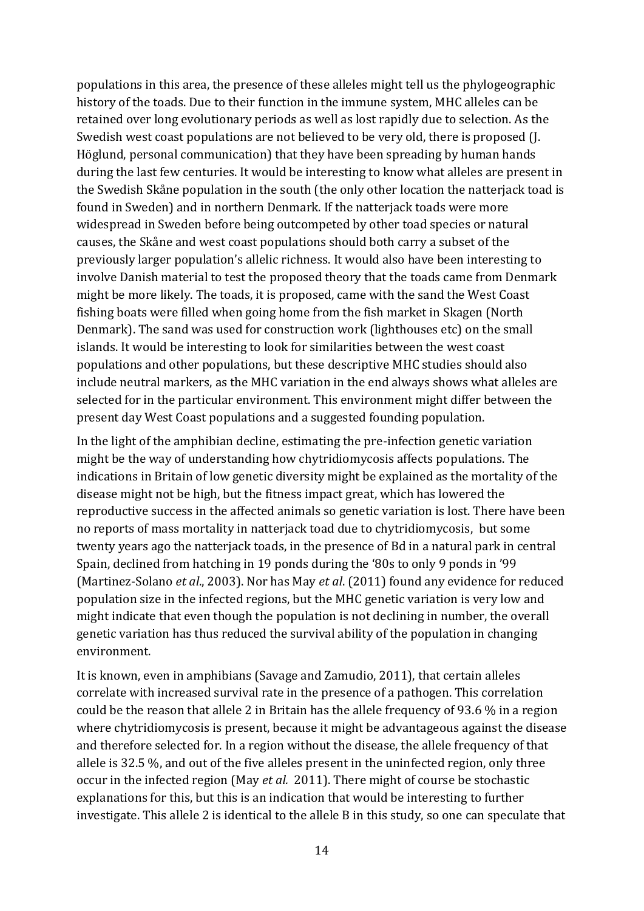populations in this area, the presence of these alleles might tell us the phylogeographic history of the toads. Due to their function in the immune system, MHC alleles can be retained over long evolutionary periods as well as lost rapidly due to selection. As the Swedish west coast populations are not believed to be very old, there is proposed (J. Höglund, personal communication) that they have been spreading by human hands during the last few centuries. It would be interesting to know what alleles are present in the Swedish Skåne population in the south (the only other location the natterjack toad is found in Sweden) and in northern Denmark. If the natterjack toads were more widespread in Sweden before being outcompeted by other toad species or natural causes, the Skåne and west coast populations should both carry a subset of the previously larger population's allelic richness. It would also have been interesting to involve Danish material to test the proposed theory that the toads came from Denmark might be more likely. The toads, it is proposed, came with the sand the West Coast fishing boats were filled when going home from the fish market in Skagen (North Denmark). The sand was used for construction work (lighthouses etc) on the small islands. It would be interesting to look for similarities between the west coast populations and other populations, but these descriptive MHC studies should also include neutral markers, as the MHC variation in the end always shows what alleles are selected for in the particular environment. This environment might differ between the present day West Coast populations and a suggested founding population.

In the light of the amphibian decline, estimating the pre-infection genetic variation might be the way of understanding how chytridiomycosis affects populations. The indications in Britain of low genetic diversity might be explained as the mortality of the disease might not be high, but the fitness impact great, which has lowered the reproductive success in the affected animals so genetic variation is lost. There have been no reports of mass mortality in natterjack toad due to chytridiomycosis, but some twenty years ago the natterjack toads, in the presence of Bd in a natural park in central Spain, declined from hatching in 19 ponds during the '80s to only 9 ponds in '99 (Martinez-Solano *et al*., 2003). Nor has May *et al*. (2011) found any evidence for reduced population size in the infected regions, but the MHC genetic variation is very low and might indicate that even though the population is not declining in number, the overall genetic variation has thus reduced the survival ability of the population in changing environment.

It is known, even in amphibians (Savage and Zamudio, 2011), that certain alleles correlate with increased survival rate in the presence of a pathogen. This correlation could be the reason that allele 2 in Britain has the allele frequency of 93.6 % in a region where chytridiomycosis is present, because it might be advantageous against the disease and therefore selected for. In a region without the disease, the allele frequency of that allele is 32.5 %, and out of the five alleles present in the uninfected region, only three occur in the infected region (May *et al.* 2011). There might of course be stochastic explanations for this, but this is an indication that would be interesting to further investigate. This allele 2 is identical to the allele B in this study, so one can speculate that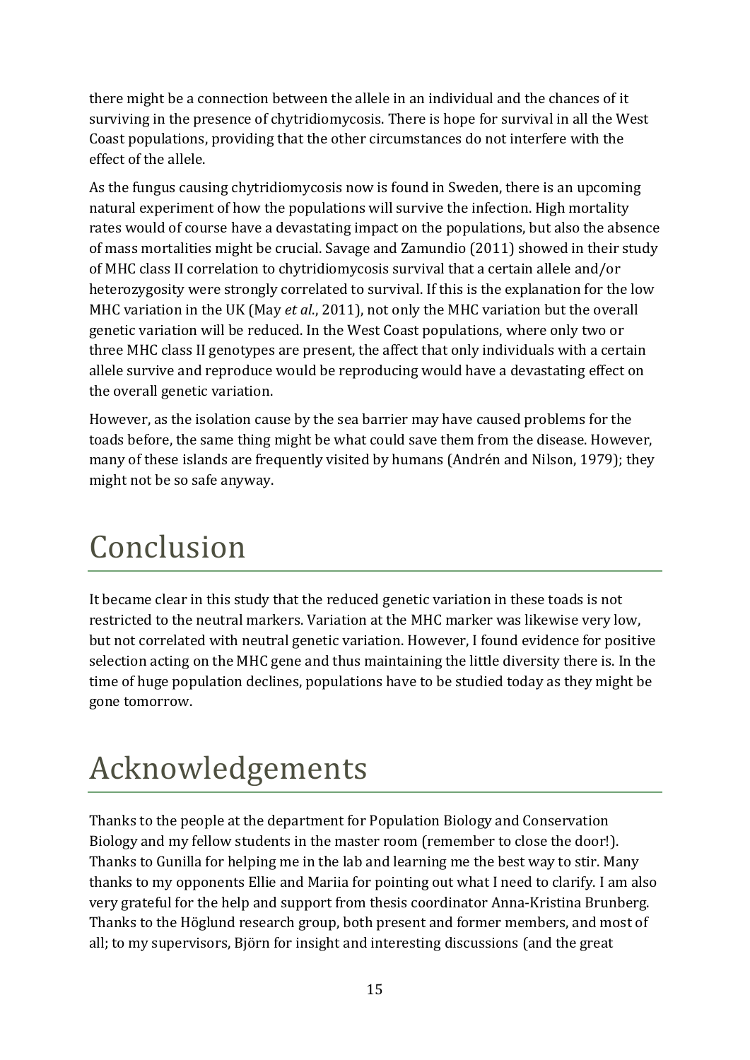there might be a connection between the allele in an individual and the chances of it surviving in the presence of chytridiomycosis. There is hope for survival in all the West Coast populations, providing that the other circumstances do not interfere with the effect of the allele.

As the fungus causing chytridiomycosis now is found in Sweden, there is an upcoming natural experiment of how the populations will survive the infection. High mortality rates would of course have a devastating impact on the populations, but also the absence of mass mortalities might be crucial. Savage and Zamundio (2011) showed in their study of MHC class II correlation to chytridiomycosis survival that a certain allele and/or heterozygosity were strongly correlated to survival. If this is the explanation for the low MHC variation in the UK (May *et al.*, 2011), not only the MHC variation but the overall genetic variation will be reduced. In the West Coast populations, where only two or three MHC class II genotypes are present, the affect that only individuals with a certain allele survive and reproduce would be reproducing would have a devastating effect on the overall genetic variation.

However, as the isolation cause by the sea barrier may have caused problems for the toads before, the same thing might be what could save them from the disease. However, many of these islands are frequently visited by humans (Andrén and Nilson, 1979); they might not be so safe anyway.

# Conclusion

It became clear in this study that the reduced genetic variation in these toads is not restricted to the neutral markers. Variation at the MHC marker was likewise very low, but not correlated with neutral genetic variation. However, I found evidence for positive selection acting on the MHC gene and thus maintaining the little diversity there is. In the time of huge population declines, populations have to be studied today as they might be gone tomorrow.

# Acknowledgements

Thanks to the people at the department for Population Biology and Conservation Biology and my fellow students in the master room (remember to close the door!). Thanks to Gunilla for helping me in the lab and learning me the best way to stir. Many thanks to my opponents Ellie and Mariia for pointing out what I need to clarify. I am also very grateful for the help and support from thesis coordinator Anna-Kristina Brunberg. Thanks to the Höglund research group, both present and former members, and most of all; to my supervisors, Björn for insight and interesting discussions (and the great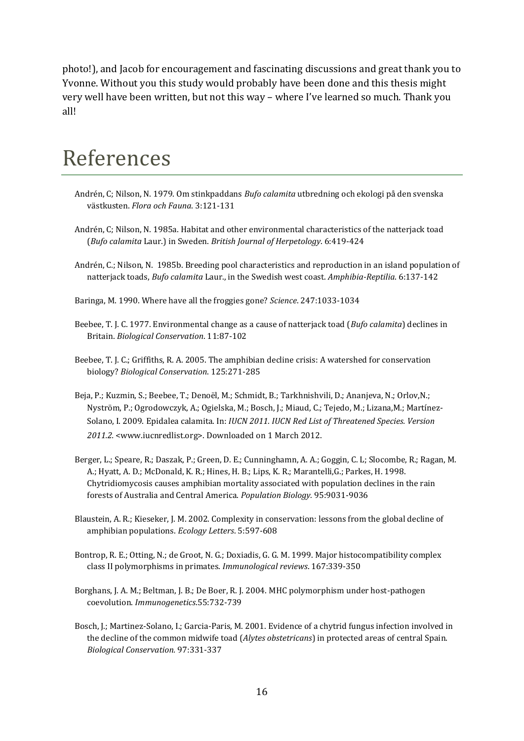photo!), and Jacob for encouragement and fascinating discussions and great thank you to Yvonne. Without you this study would probably have been done and this thesis might very well have been written, but not this way – where I've learned so much. Thank you all!

# References

Andrén, C; Nilson, N. 1979. Om stinkpaddans *Bufo calamita* utbredning och ekologi på den svenska västkusten. *Flora och Fauna*. 3:121-131

Andrén, C; Nilson, N. 1985a. Habitat and other environmental characteristics of the natterjack toad (*Bufo calamita* Laur.) in Sweden. *British Journal of Herpetology*. 6:419-424

Andrén, C.; Nilson, N. 1985b. Breeding pool characteristics and reproduction in an island population of natterjack toads, *Bufo calamita* Laur., in the Swedish west coast. *Amphibia-Reptilia*. 6:137-142

Baringa, M. 1990. Where have all the froggies gone? *Science*. 247:1033-1034

Beebee, T. J. C. 1977. Environmental change as a cause of natterjack toad (*Bufo calamita*) declines in Britain. *Biological Conservation*. 11:87-102

Beebee, T. J. C.; Griffiths, R. A. 2005. The amphibian decline crisis: A watershed for conservation biology? *Biological Conservation*. 125:271-285

Beja, P.; Kuzmin, S.; Beebee, T.; Denoël, M.; Schmidt, B.; Tarkhnishvili, D.; Ananjeva, N.; Orlov,N.; Nyström, P.; Ogrodowczyk, A.; Ogielska, M.; Bosch, J.; Miaud, C.; Tejedo, M.; Lizana,M.; Martínez-Solano, I. 2009. Epidalea calamita. In: *IUCN 2011. IUCN Red List of Threatened Species. Version 2011.2*. <www.iucnredlist.org>. Downloaded on 1 March 2012.

Berger, L.; Speare, R.; Daszak, P.; Green, D. E.; Cunninghamn, A. A.; Goggin, C. L; Slocombe, R.; Ragan, M. A.; Hyatt, A. D.; McDonald, K. R.; Hines, H. B.; Lips, K. R.; Marantelli,G.; Parkes, H. 1998. Chytridiomycosis causes amphibian mortality associated with population declines in the rain forests of Australia and Central America. *Population Biology*. 95:9031-9036

Blaustein, A. R.; Kieseker, J. M. 2002. Complexity in conservation: lessons from the global decline of amphibian populations. *Ecology Letters*. 5:597-608

Bontrop, R. E.; Otting, N.; de Groot, N. G.; Doxiadis, G. G. M. 1999. Major histocompatibility complex class II polymorphisms in primates. *Immunological reviews*. 167:339-350

Borghans, J. A. M.; Beltman, J. B.; De Boer, R. J. 2004. MHC polymorphism under host-pathogen coevolution. *Immunogenetics*.55:732-739

Bosch, J.; Martinez-Solano, I.; Garcia-Paris, M. 2001. Evidence of a chytrid fungus infection involved in the decline of the common midwife toad (*Alytes obstetricans*) in protected areas of central Spain. *Biological Conservation*. 97:331-337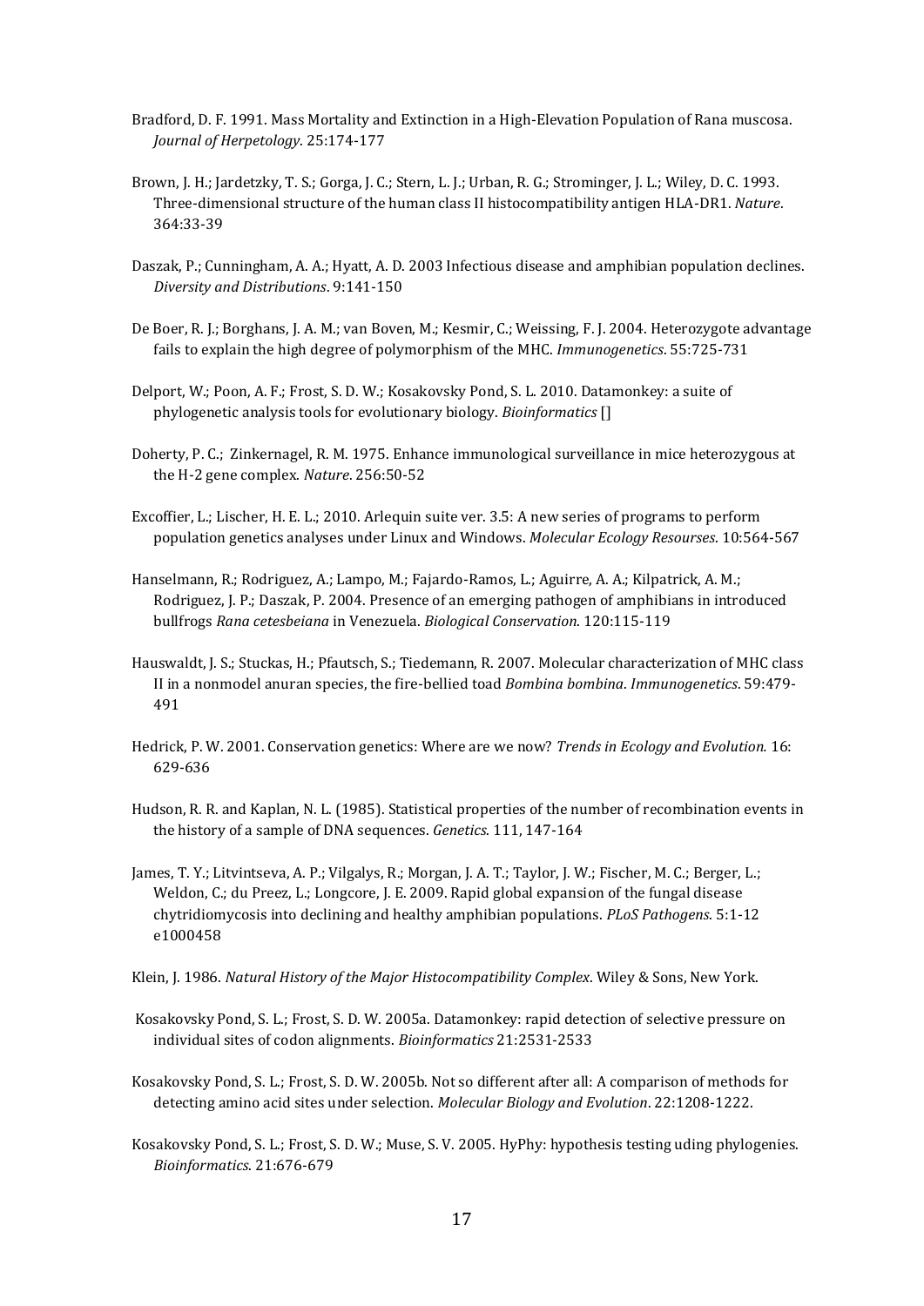Bradford, D. F. 1991. Mass Mortality and Extinction in a High-Elevation Population of Rana muscosa. *Journal of Herpetology*. 25:174-177

Brown, J. H.; Jardetzky, T. S.; Gorga, J. C.; Stern, L. J.; Urban, R. G.; Strominger, J. L.; Wiley, D. C. 1993. Three-dimensional structure of the human class II histocompatibility antigen HLA-DR1. *Nature*. 364:33-39

Daszak, P.; Cunningham, A. A.; Hyatt, A. D. 2003 Infectious disease and amphibian population declines. *Diversity and Distributions*. 9:141-150

De Boer, R. J.; Borghans, J. A. M.; van Boven, M.; Kesmir, C.; Weissing, F. J. 2004. Heterozygote advantage fails to explain the high degree of polymorphism of the MHC. *Immunogenetics*. 55:725-731

Delport, W.; Poon, A. F.; Frost, S. D. W.; Kosakovsky Pond, S. L. 2010. Datamonkey: a suite of phylogenetic analysis tools for evolutionary biology. *Bioinformatics* []

Doherty, P. C.; Zinkernagel, R. M. 1975. Enhance immunological surveillance in mice heterozygous at the H-2 gene complex. *Nature*. 256:50-52

Excoffier, L.; Lischer, H. E. L.; 2010. Arlequin suite ver. 3.5: A new series of programs to perform population genetics analyses under Linux and Windows. *Molecular Ecology Resourses*. 10:564-567

Hanselmann, R.; Rodriguez, A.; Lampo, M.; Fajardo-Ramos, L.; Aguirre, A. A.; Kilpatrick, A. M.; Rodriguez, J. P.; Daszak, P. 2004. Presence of an emerging pathogen of amphibians in introduced bullfrogs *Rana cetesbeiana* in Venezuela. *Biological Conservation*. 120:115-119

Hauswaldt, J. S.; Stuckas, H.; Pfautsch, S.; Tiedemann, R. 2007. Molecular characterization of MHC class II in a nonmodel anuran species, the fire-bellied toad *Bombina bombina*. *Immunogenetics*. 59:479-491

Hedrick, P. W. 2001. Conservation genetics: Where are we now? *Trends in Ecology and Evolution.* 16: 629-636

Hudson, R. R. and Kaplan, N. L. (1985). Statistical properties of the number of recombination events in the history of a sample of DNA sequences. *Genetics*. 111, 147-164

James, T. Y.; Litvintseva, A. P.; Vilgalys, R.; Morgan, J. A. T.; Taylor, J. W.; Fischer, M. C.; Berger, L.; Weldon, C.; du Preez, L.; Longcore, J. E. 2009. Rapid global expansion of the fungal disease chytridiomycosis into declining and healthy amphibian populations. *PLoS Pathogens*. 5:1-12 e1000458

Klein, J. 1986. *Natural History of the Major Histocompatibility Complex*. Wiley & Sons, New York.

Kosakovsky Pond, S. L.; Frost, S. D. W. 2005a. Datamonkey: rapid detection of selective pressure on individual sites of codon alignments. *Bioinformatics* 21:2531-2533

Kosakovsky Pond, S. L.; Frost, S. D. W. 2005b. Not so different after all: A comparison of methods for detecting amino acid sites under selection. *Molecular Biology and Evolution*. 22:1208-1222.

Kosakovsky Pond, S. L.; Frost, S. D. W.; Muse, S. V. 2005. HyPhy: hypothesis testing uding phylogenies. *Bioinformatics*. 21:676-679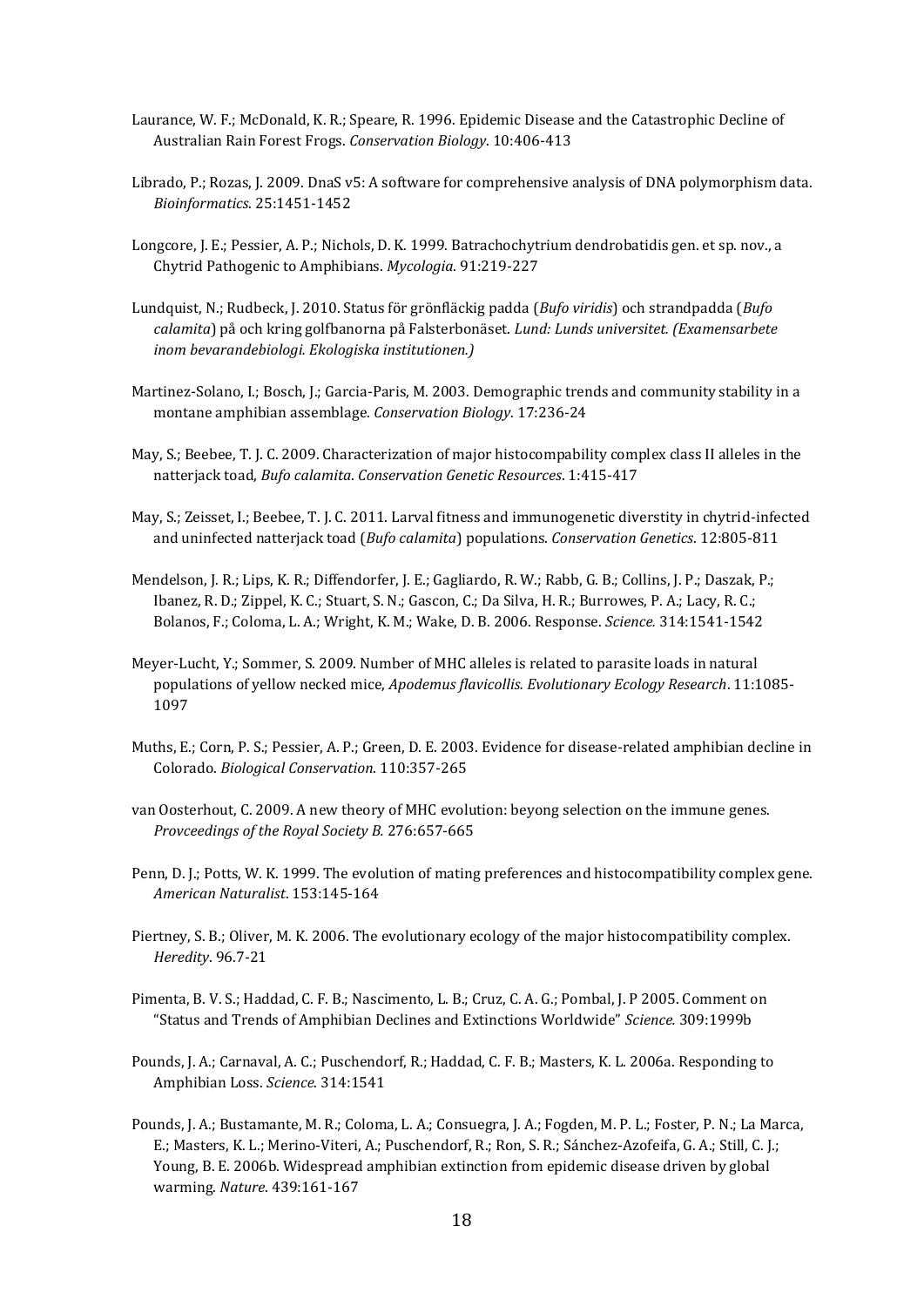Laurance, W. F.; McDonald, K. R.; Speare, R. 1996. Epidemic Disease and the Catastrophic Decline of Australian Rain Forest Frogs. *Conservation Biology*. 10:406-413

Librado, P.; Rozas, J. 2009. DnaS v5: A software for comprehensive analysis of DNA polymorphism data. *Bioinformatics*. 25:1451-1452

Longcore, J. E.; Pessier, A. P.; Nichols, D. K. 1999. Batrachochytrium dendrobatidis gen. et sp. nov., a Chytrid Pathogenic to Amphibians. *Mycologia*. 91:219-227

Lundquist, N.; Rudbeck, J. 2010. Status för grönfläckig padda (*Bufo viridis*) och strandpadda (*Bufo calamita*) på och kring golfbanorna på Falsterbonäset. *Lund: Lunds universitet. (Examensarbete inom bevarandebiologi. Ekologiska institutionen.)*

Martinez-Solano, I.; Bosch, J.; Garcia-Paris, M. 2003. Demographic trends and community stability in a montane amphibian assemblage. *Conservation Biology*. 17:236-24

May, S.; Beebee, T. J. C. 2009. Characterization of major histocompability complex class II alleles in the natterjack toad, *Bufo calamita*. *Conservation Genetic Resources*. 1:415-417

May, S.; Zeisset, I.; Beebee, T. J. C. 2011. Larval fitness and immunogenetic diverstity in chytrid-infected and uninfected natterjack toad (*Bufo calamita*) populations. *Conservation Genetics*. 12:805-811

Mendelson, J. R.; Lips, K. R.; Diffendorfer, J. E.; Gagliardo, R. W.; Rabb, G. B.; Collins, J. P.; Daszak, P.; Ibanez, R. D.; Zippel, K. C.; Stuart, S. N.; Gascon, C.; Da Silva, H. R.; Burrowes, P. A.; Lacy, R. C.; Bolanos, F.; Coloma, L. A.; Wright, K. M.; Wake, D. B. 2006. Response. *Science.* 314:1541-1542

Meyer-Lucht, Y.; Sommer, S. 2009. Number of MHC alleles is related to parasite loads in natural populations of yellow necked mice, *Apodemus flavicollis. Evolutionary Ecology Research*. 11:1085-1097

Muths, E.; Corn, P. S.; Pessier, A. P.; Green, D. E. 2003. Evidence for disease-related amphibian decline in Colorado. *Biological Conservation*. 110:357-265

van Oosterhout, C. 2009. A new theory of MHC evolution: beyong selection on the immune genes. *Provceedings of the Royal Society B.* 276:657-665

Penn, D. J.; Potts, W. K. 1999. The evolution of mating preferences and histocompatibility complex gene. *American Naturalist*. 153:145-164

Piertney, S. B.; Oliver, M. K. 2006. The evolutionary ecology of the major histocompatibility complex. *Heredity*. 96.7-21

Pimenta, B. V. S.; Haddad, C. F. B.; Nascimento, L. B.; Cruz, C. A. G.; Pombal, J. P 2005. Comment on "Status and Trends of Amphibian Declines and Extinctions Worldwide" *Science.* 309:1999b

Pounds, J. A.; Carnaval, A. C.; Puschendorf, R.; Haddad, C. F. B.; Masters, K. L. 2006a. Responding to Amphibian Loss. *Science*. 314:1541

Pounds, J. A.; Bustamante, M. R.; Coloma, L. A.; Consuegra, J. A.; Fogden, M. P. L.; Foster, P. N.; La Marca, E.; Masters, K. L.; Merino-Viteri, A.; Puschendorf, R.; Ron, S. R.; Sánchez-Azofeifa, G. A.; Still, C. J.; Young, B. E. 2006b. Widespread amphibian extinction from epidemic disease driven by global warming. *Nature*. 439:161-167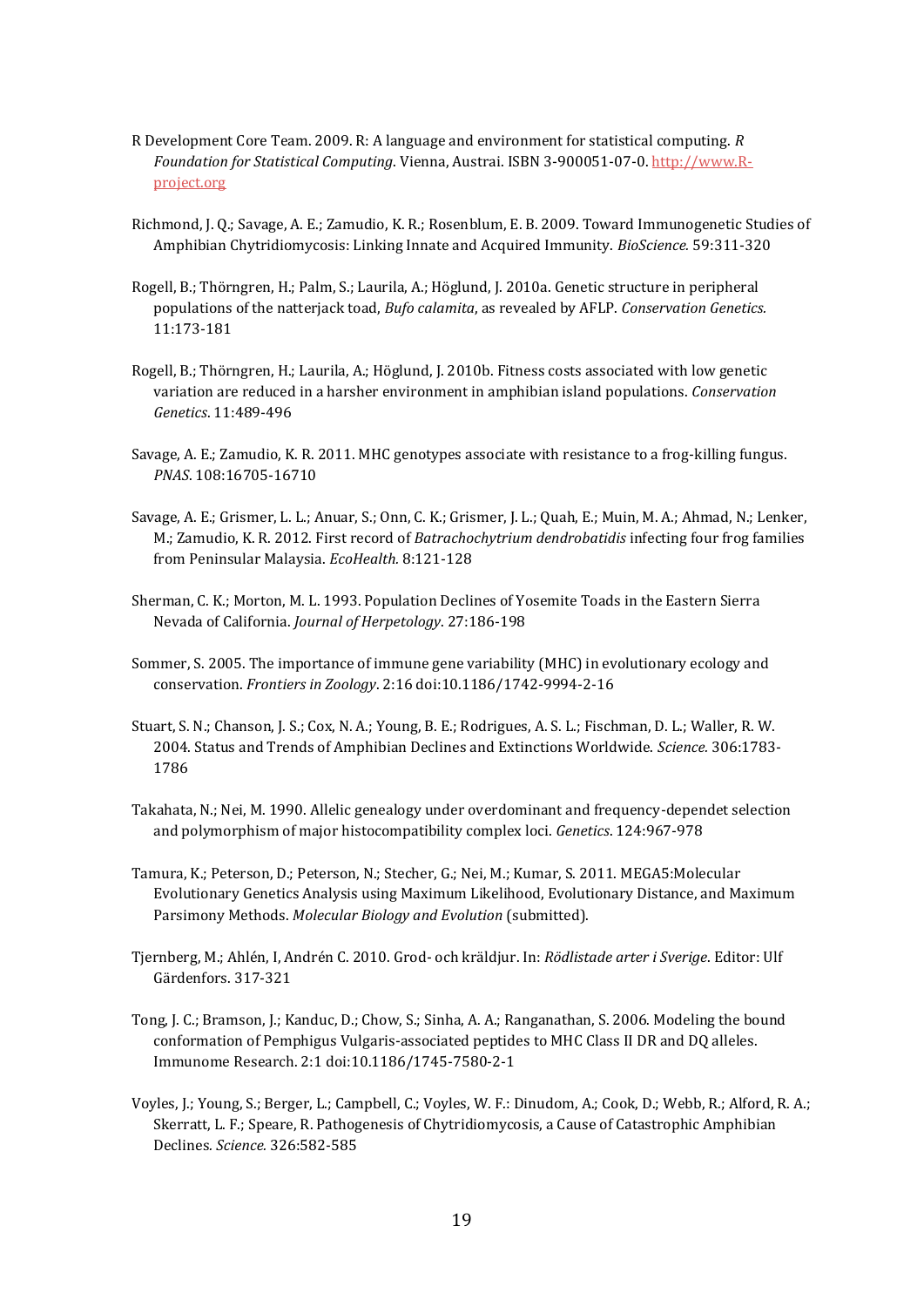R Development Core Team. 2009. R: A language and environment for statistical computing. *R Foundation for Statistical Computing*. Vienna, Austrai. ISBN 3-900051-07-0. http://www.R-project.org

Richmond, J. Q.; Savage, A. E.; Zamudio, K. R.; Rosenblum, E. B. 2009. Toward Immunogenetic Studies of Amphibian Chytridiomycosis: Linking Innate and Acquired Immunity. *BioScience.* 59:311-320

Rogell, B.; Thörngren, H.; Palm, S.; Laurila, A.; Höglund, J. 2010a. Genetic structure in peripheral populations of the natterjack toad, *Bufo calamita*, as revealed by AFLP. *Conservation Genetics.* 11:173-181

Rogell, B.; Thörngren, H.; Laurila, A.; Höglund, J. 2010b. Fitness costs associated with low genetic variation are reduced in a harsher environment in amphibian island populations. *Conservation Genetics*. 11:489-496

Savage, A. E.; Zamudio, K. R. 2011. MHC genotypes associate with resistance to a frog-killing fungus. *PNAS*. 108:16705-16710

Savage, A. E.; Grismer, L. L.; Anuar, S.; Onn, C. K.; Grismer, J. L.; Quah, E.; Muin, M. A.; Ahmad, N.; Lenker, M.; Zamudio, K. R. 2012. First record of *Batrachochytrium dendrobatidis* infecting four frog families from Peninsular Malaysia. *EcoHealth.* 8:121-128

Sherman, C. K.; Morton, M. L. 1993. Population Declines of Yosemite Toads in the Eastern Sierra Nevada of California. *Journal of Herpetology*. 27:186-198

Sommer, S. 2005. The importance of immune gene variability (MHC) in evolutionary ecology and conservation. *Frontiers in Zoology*. 2:16 doi:10.1186/1742-9994-2-16

Stuart, S. N.; Chanson, J. S.; Cox, N. A.; Young, B. E.; Rodrigues, A. S. L.; Fischman, D. L.; Waller, R. W. 2004. Status and Trends of Amphibian Declines and Extinctions Worldwide. *Science.* 306:1783-1786

Takahata, N.; Nei, M. 1990. Allelic genealogy under overdominant and frequency-dependet selection and polymorphism of major histocompatibility complex loci. *Genetics*. 124:967-978

Tamura, K.; Peterson, D.; Peterson, N.; Stecher, G.; Nei, M.; Kumar, S. 2011. MEGA5:Molecular Evolutionary Genetics Analysis using Maximum Likelihood, Evolutionary Distance, and Maximum Parsimony Methods. *Molecular Biology and Evolution* (submitted).

Tjernberg, M.; Ahlén, I, Andrén C. 2010. Grod- och kräldjur. In: *Rödlistade arter i Sverige*. Editor: Ulf Gärdenfors. 317-321

Tong, J. C.; Bramson, J.; Kanduc, D.; Chow, S.; Sinha, A. A.; Ranganathan, S. 2006. Modeling the bound conformation of Pemphigus Vulgaris-associated peptides to MHC Class II DR and DQ alleles. Immunome Research. 2:1 doi:10.1186/1745-7580-2-1

Voyles, J.; Young, S.; Berger, L.; Campbell, C.; Voyles, W. F.: Dinudom, A.; Cook, D.; Webb, R.; Alford, R. A.; Skerratt, L. F.; Speare, R. Pathogenesis of Chytridiomycosis, a Cause of Catastrophic Amphibian Declines. *Science.* 326:582-585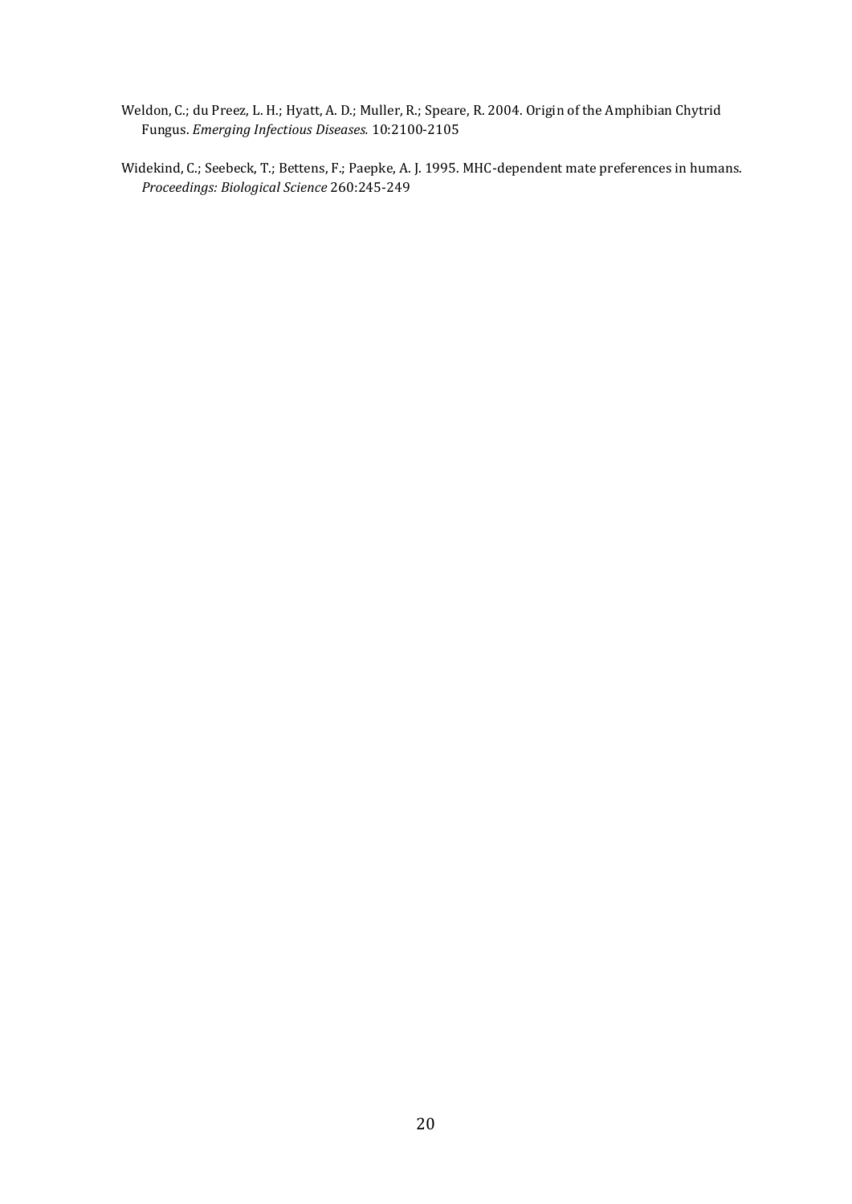Weldon, C.; du Preez, L. H.; Hyatt, A. D.; Muller, R.; Speare, R. 2004. Origin of the Amphibian Chytrid Fungus. *Emerging Infectious Diseases.* 10:2100-2105

Widekind, C.; Seebeck, T.; Bettens, F.; Paepke, A. J. 1995. MHC-dependent mate preferences in humans. *Proceedings: Biological Science* 260:245-249